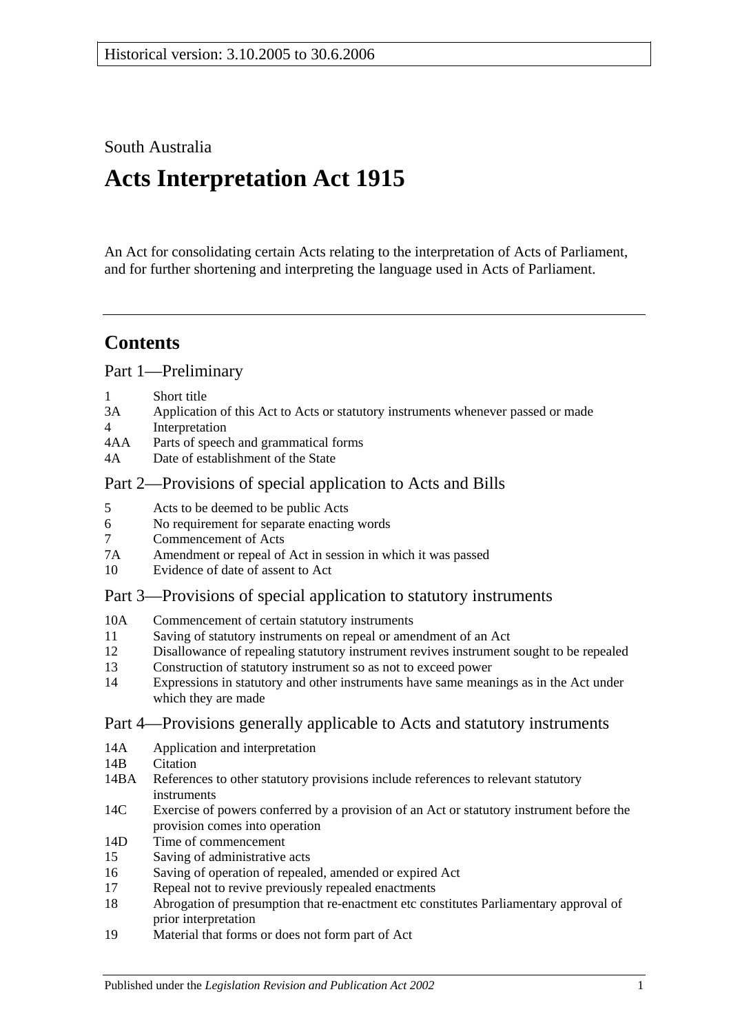Historical version: 3.10.2005 to 30.6.2006

South Australia

# Acts Interpretation Act 1915

An Act for consolidating certain Acts relating to the interpretation of Acts of Parliament, and for further shortening and interpreting the language used in Acts of Parliament.

## Contents

### Part 1—Preliminary

1 Short title
3A Application of this Act to Acts or statutory instruments whenever passed or made
4 Interpretation
4AA Parts of speech and grammatical forms
4A Date of establishment of the State

### Part 2—Provisions of special application to Acts and Bills

5 Acts to be deemed to be public Acts
6 No requirement for separate enacting words
7 Commencement of Acts
7A Amendment or repeal of Act in session in which it was passed
10 Evidence of date of assent to Act

### Part 3—Provisions of special application to statutory instruments

10A Commencement of certain statutory instruments
11 Saving of statutory instruments on repeal or amendment of an Act
12 Disallowance of repealing statutory instrument revives instrument sought to be repealed
13 Construction of statutory instrument so as not to exceed power
14 Expressions in statutory and other instruments have same meanings as in the Act under which they are made

### Part 4—Provisions generally applicable to Acts and statutory instruments

14A Application and interpretation
14B Citation
14BA References to other statutory provisions include references to relevant statutory instruments
14C Exercise of powers conferred by a provision of an Act or statutory instrument before the provision comes into operation
14D Time of commencement
15 Saving of administrative acts
16 Saving of operation of repealed, amended or expired Act
17 Repeal not to revive previously repealed enactments
18 Abrogation of presumption that re-enactment etc constitutes Parliamentary approval of prior interpretation
19 Material that forms or does not form part of Act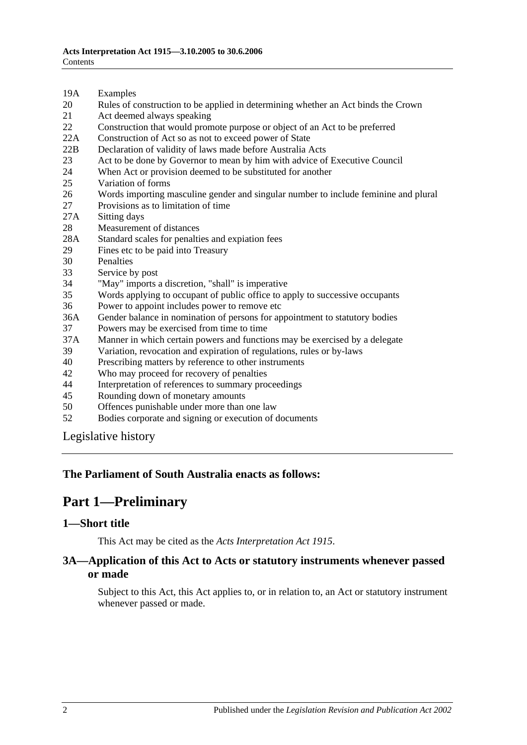19A Examples
20 Rules of construction to be applied in determining whether an Act binds the Crown
21 Act deemed always speaking
22 Construction that would promote purpose or object of an Act to be preferred
22A Construction of Act so as not to exceed power of State
22B Declaration of validity of laws made before Australia Acts
23 Act to be done by Governor to mean by him with advice of Executive Council
24 When Act or provision deemed to be substituted for another
25 Variation of forms
26 Words importing masculine gender and singular number to include feminine and plural
27 Provisions as to limitation of time
27A Sitting days
28 Measurement of distances
28A Standard scales for penalties and expiation fees
29 Fines etc to be paid into Treasury
30 Penalties
33 Service by post
34 "May" imports a discretion, "shall" is imperative
35 Words applying to occupant of public office to apply to successive occupants
36 Power to appoint includes power to remove etc
36A Gender balance in nomination of persons for appointment to statutory bodies
37 Powers may be exercised from time to time
37A Manner in which certain powers and functions may be exercised by a delegate
39 Variation, revocation and expiration of regulations, rules or by-laws
40 Prescribing matters by reference to other instruments
42 Who may proceed for recovery of penalties
44 Interpretation of references to summary proceedings
45 Rounding down of monetary amounts
50 Offences punishable under more than one law
52 Bodies corporate and signing or execution of documents

Legislative history

**The Parliament of South Australia enacts as follows:**

# Part 1—Preliminary

## 1—Short title

This Act may be cited as the *Acts Interpretation Act 1915*.

## 3A—Application of this Act to Acts or statutory instruments whenever passed or made

Subject to this Act, this Act applies to, or in relation to, an Act or statutory instrument whenever passed or made.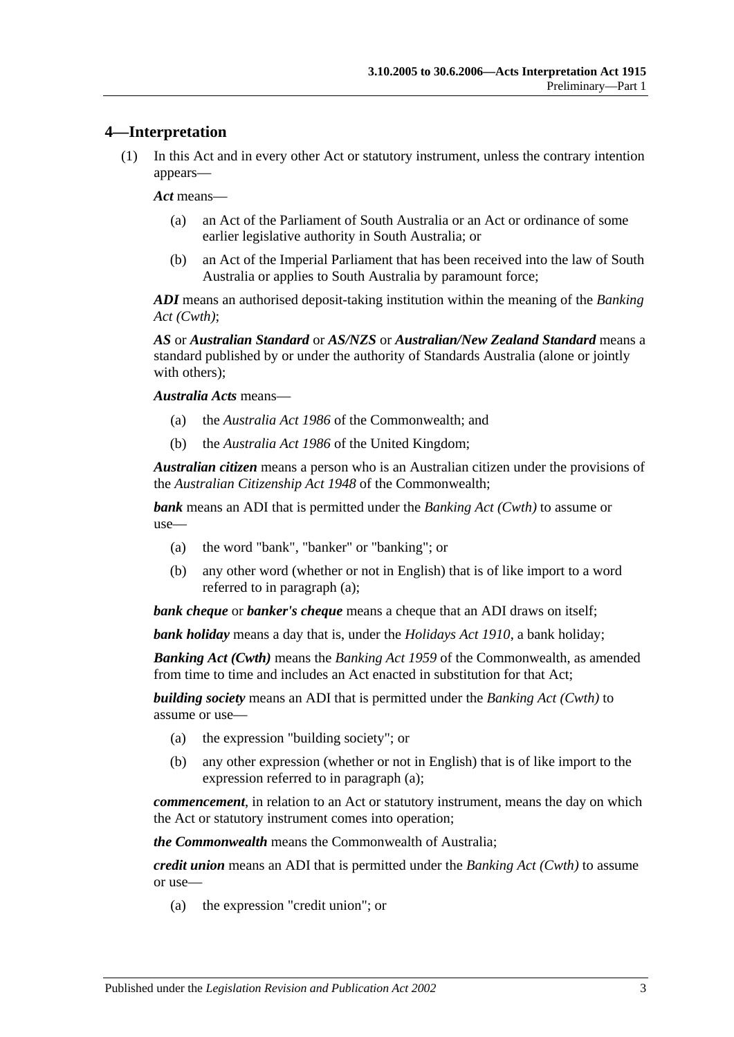## 4—Interpretation

(1) In this Act and in every other Act or statutory instrument, unless the contrary intention appears—

***Act*** means—

(a) an Act of the Parliament of South Australia or an Act or ordinance of some earlier legislative authority in South Australia; or

(b) an Act of the Imperial Parliament that has been received into the law of South Australia or applies to South Australia by paramount force;

***ADI*** means an authorised deposit-taking institution within the meaning of the *Banking Act (Cwth)*;

***AS*** or ***Australian Standard*** or ***AS/NZS*** or ***Australian/New Zealand Standard*** means a standard published by or under the authority of Standards Australia (alone or jointly with others);

***Australia Acts*** means—

(a) the *Australia Act 1986* of the Commonwealth; and

(b) the *Australia Act 1986* of the United Kingdom;

***Australian citizen*** means a person who is an Australian citizen under the provisions of the *Australian Citizenship Act 1948* of the Commonwealth;

***bank*** means an ADI that is permitted under the *Banking Act (Cwth)* to assume or use—

(a) the word "bank", "banker" or "banking"; or

(b) any other word (whether or not in English) that is of like import to a word referred to in paragraph (a);

***bank cheque*** or ***banker's cheque*** means a cheque that an ADI draws on itself;

***bank holiday*** means a day that is, under the *Holidays Act 1910*, a bank holiday;

***Banking Act (Cwth)*** means the *Banking Act 1959* of the Commonwealth, as amended from time to time and includes an Act enacted in substitution for that Act;

***building society*** means an ADI that is permitted under the *Banking Act (Cwth)* to assume or use—

(a) the expression "building society"; or

(b) any other expression (whether or not in English) that is of like import to the expression referred to in paragraph (a);

***commencement***, in relation to an Act or statutory instrument, means the day on which the Act or statutory instrument comes into operation;

***the Commonwealth*** means the Commonwealth of Australia;

***credit union*** means an ADI that is permitted under the *Banking Act (Cwth)* to assume or use—

(a) the expression "credit union"; or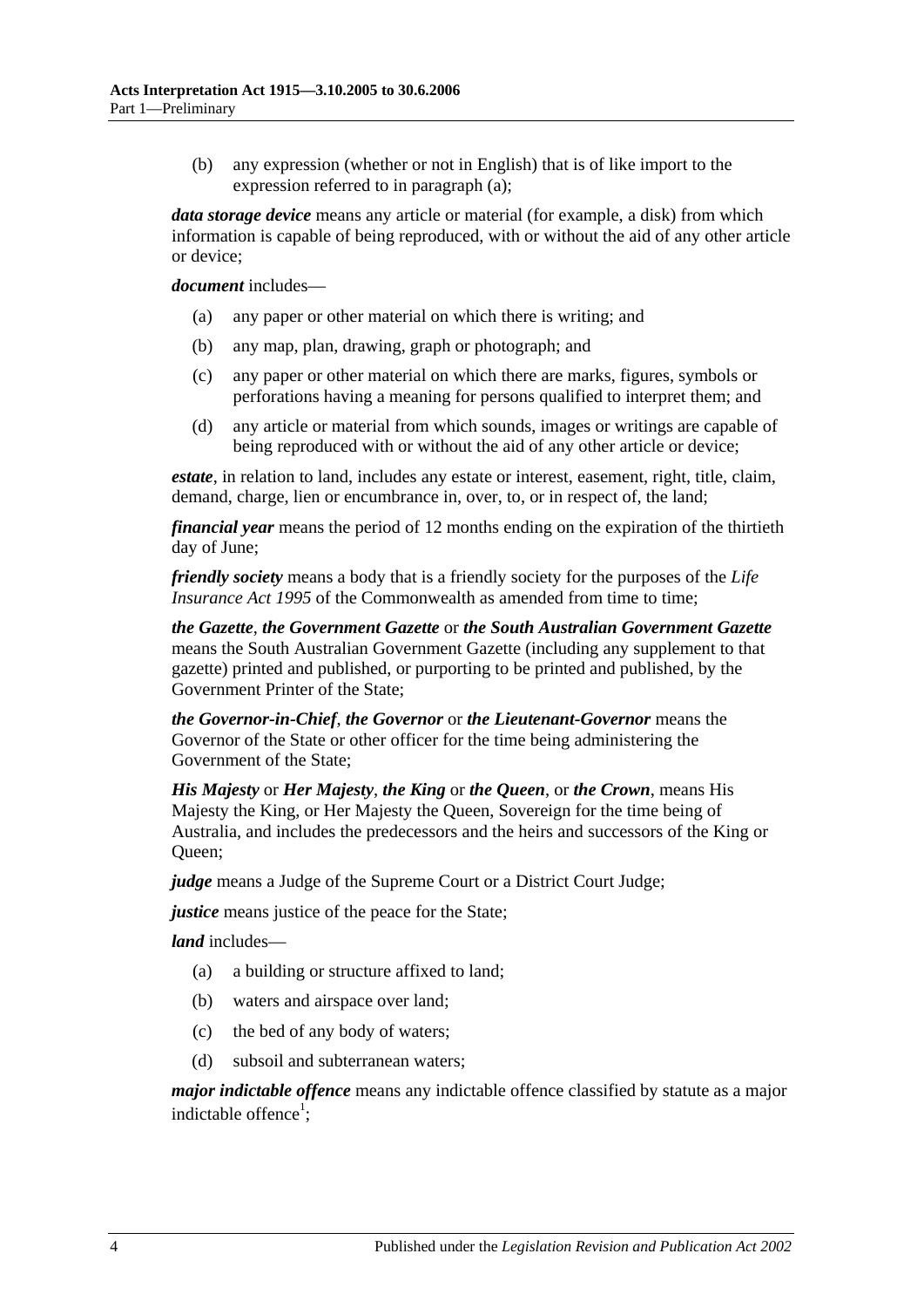(b) any expression (whether or not in English) that is of like import to the expression referred to in paragraph (a);

***data storage device*** means any article or material (for example, a disk) from which information is capable of being reproduced, with or without the aid of any other article or device;

***document*** includes—

(a) any paper or other material on which there is writing; and

(b) any map, plan, drawing, graph or photograph; and

(c) any paper or other material on which there are marks, figures, symbols or perforations having a meaning for persons qualified to interpret them; and

(d) any article or material from which sounds, images or writings are capable of being reproduced with or without the aid of any other article or device;

***estate***, in relation to land, includes any estate or interest, easement, right, title, claim, demand, charge, lien or encumbrance in, over, to, or in respect of, the land;

***financial year*** means the period of 12 months ending on the expiration of the thirtieth day of June;

***friendly society*** means a body that is a friendly society for the purposes of the *Life Insurance Act 1995* of the Commonwealth as amended from time to time;

***the Gazette***, ***the Government Gazette*** or ***the South Australian Government Gazette*** means the South Australian Government Gazette (including any supplement to that gazette) printed and published, or purporting to be printed and published, by the Government Printer of the State;

***the Governor-in-Chief***, ***the Governor*** or ***the Lieutenant-Governor*** means the Governor of the State or other officer for the time being administering the Government of the State;

***His Majesty*** or ***Her Majesty***, ***the King*** or ***the Queen***, or ***the Crown***, means His Majesty the King, or Her Majesty the Queen, Sovereign for the time being of Australia, and includes the predecessors and the heirs and successors of the King or Queen;

***judge*** means a Judge of the Supreme Court or a District Court Judge;

***justice*** means justice of the peace for the State;

***land*** includes—

(a) a building or structure affixed to land;

(b) waters and airspace over land;

(c) the bed of any body of waters;

(d) subsoil and subterranean waters;

***major indictable offence*** means any indictable offence classified by statute as a major indictable offence[1];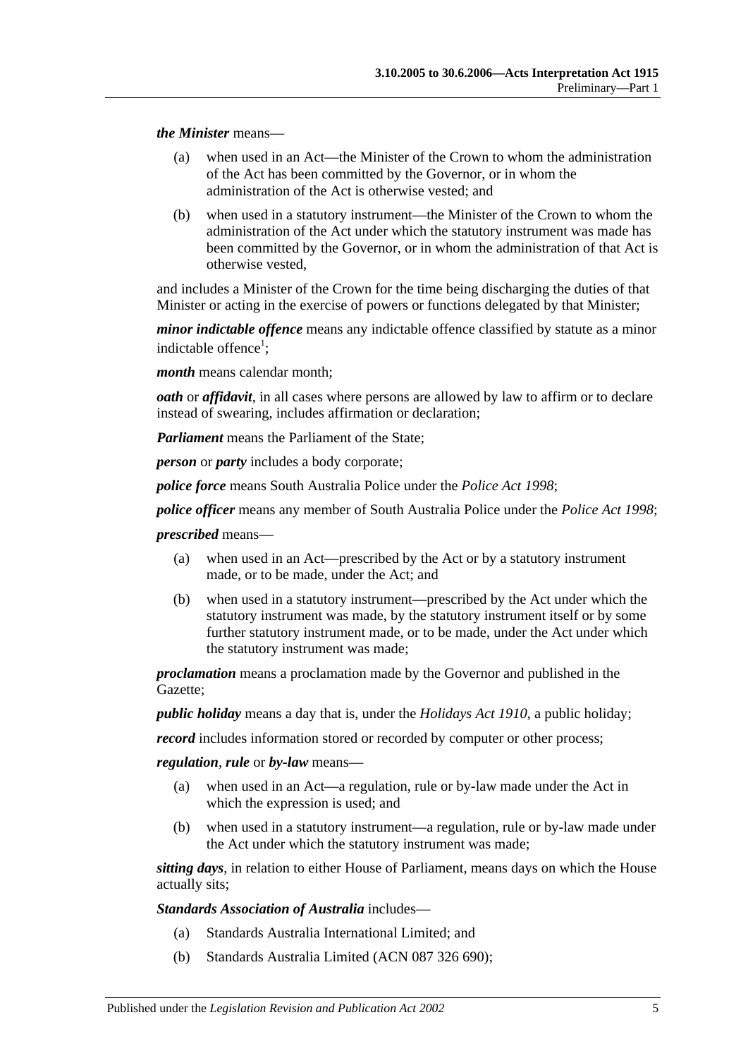***the Minister*** means—

(a) when used in an Act—the Minister of the Crown to whom the administration of the Act has been committed by the Governor, or in whom the administration of the Act is otherwise vested; and

(b) when used in a statutory instrument—the Minister of the Crown to whom the administration of the Act under which the statutory instrument was made has been committed by the Governor, or in whom the administration of that Act is otherwise vested,

and includes a Minister of the Crown for the time being discharging the duties of that Minister or acting in the exercise of powers or functions delegated by that Minister;

***minor indictable offence*** means any indictable offence classified by statute as a minor indictable offence[1];

***month*** means calendar month;

***oath*** or ***affidavit***, in all cases where persons are allowed by law to affirm or to declare instead of swearing, includes affirmation or declaration;

***Parliament*** means the Parliament of the State;

***person*** or ***party*** includes a body corporate;

***police force*** means South Australia Police under the *Police Act 1998*;

***police officer*** means any member of South Australia Police under the *Police Act 1998*;

***prescribed*** means—

(a) when used in an Act—prescribed by the Act or by a statutory instrument made, or to be made, under the Act; and

(b) when used in a statutory instrument—prescribed by the Act under which the statutory instrument was made, by the statutory instrument itself or by some further statutory instrument made, or to be made, under the Act under which the statutory instrument was made;

***proclamation*** means a proclamation made by the Governor and published in the Gazette;

***public holiday*** means a day that is, under the *Holidays Act 1910*, a public holiday;

***record*** includes information stored or recorded by computer or other process;

***regulation***, ***rule*** or ***by-law*** means—

(a) when used in an Act—a regulation, rule or by-law made under the Act in which the expression is used; and

(b) when used in a statutory instrument—a regulation, rule or by-law made under the Act under which the statutory instrument was made;

***sitting days***, in relation to either House of Parliament, means days on which the House actually sits;

***Standards Association of Australia*** includes—

(a) Standards Australia International Limited; and

(b) Standards Australia Limited (ACN 087 326 690);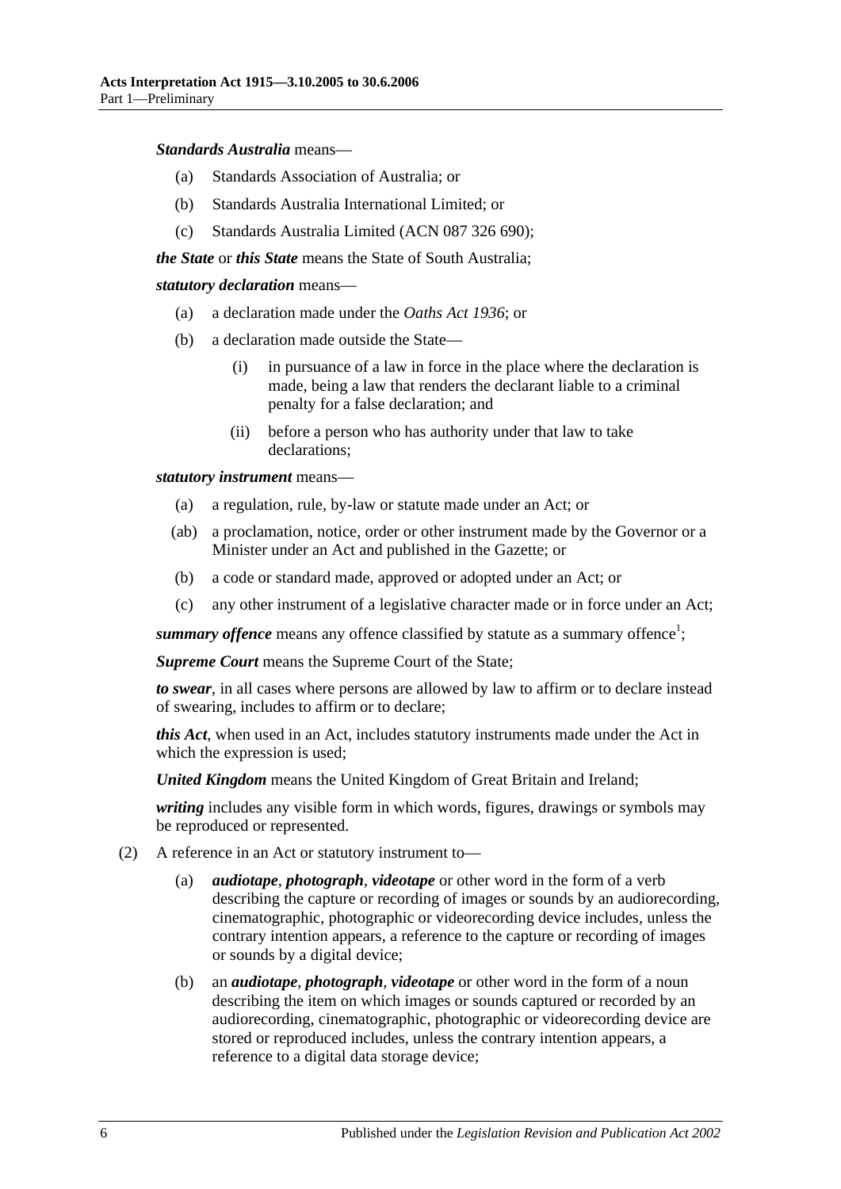***Standards Australia*** means—

- (a) Standards Association of Australia; or
- (b) Standards Australia International Limited; or
- (c) Standards Australia Limited (ACN 087 326 690);

***the State*** or ***this State*** means the State of South Australia;

***statutory declaration*** means—

- (a) a declaration made under the *Oaths Act 1936*; or
- (b) a declaration made outside the State—
    - (i) in pursuance of a law in force in the place where the declaration is made, being a law that renders the declarant liable to a criminal penalty for a false declaration; and
    - (ii) before a person who has authority under that law to take declarations;

***statutory instrument*** means—

- (a) a regulation, rule, by-law or statute made under an Act; or
- (ab) a proclamation, notice, order or other instrument made by the Governor or a Minister under an Act and published in the Gazette; or
- (b) a code or standard made, approved or adopted under an Act; or
- (c) any other instrument of a legislative character made or in force under an Act;

***summary offence*** means any offence classified by statute as a summary offence[1];

***Supreme Court*** means the Supreme Court of the State;

***to swear***, in all cases where persons are allowed by law to affirm or to declare instead of swearing, includes to affirm or to declare;

***this Act***, when used in an Act, includes statutory instruments made under the Act in which the expression is used;

***United Kingdom*** means the United Kingdom of Great Britain and Ireland;

***writing*** includes any visible form in which words, figures, drawings or symbols may be reproduced or represented.

(2) A reference in an Act or statutory instrument to—

- (a) ***audiotape***, ***photograph***, ***videotape*** or other word in the form of a verb describing the capture or recording of images or sounds by an audiorecording, cinematographic, photographic or videorecording device includes, unless the contrary intention appears, a reference to the capture or recording of images or sounds by a digital device;
- (b) an ***audiotape***, ***photograph***, ***videotape*** or other word in the form of a noun describing the item on which images or sounds captured or recorded by an audiorecording, cinematographic, photographic or videorecording device are stored or reproduced includes, unless the contrary intention appears, a reference to a digital data storage device;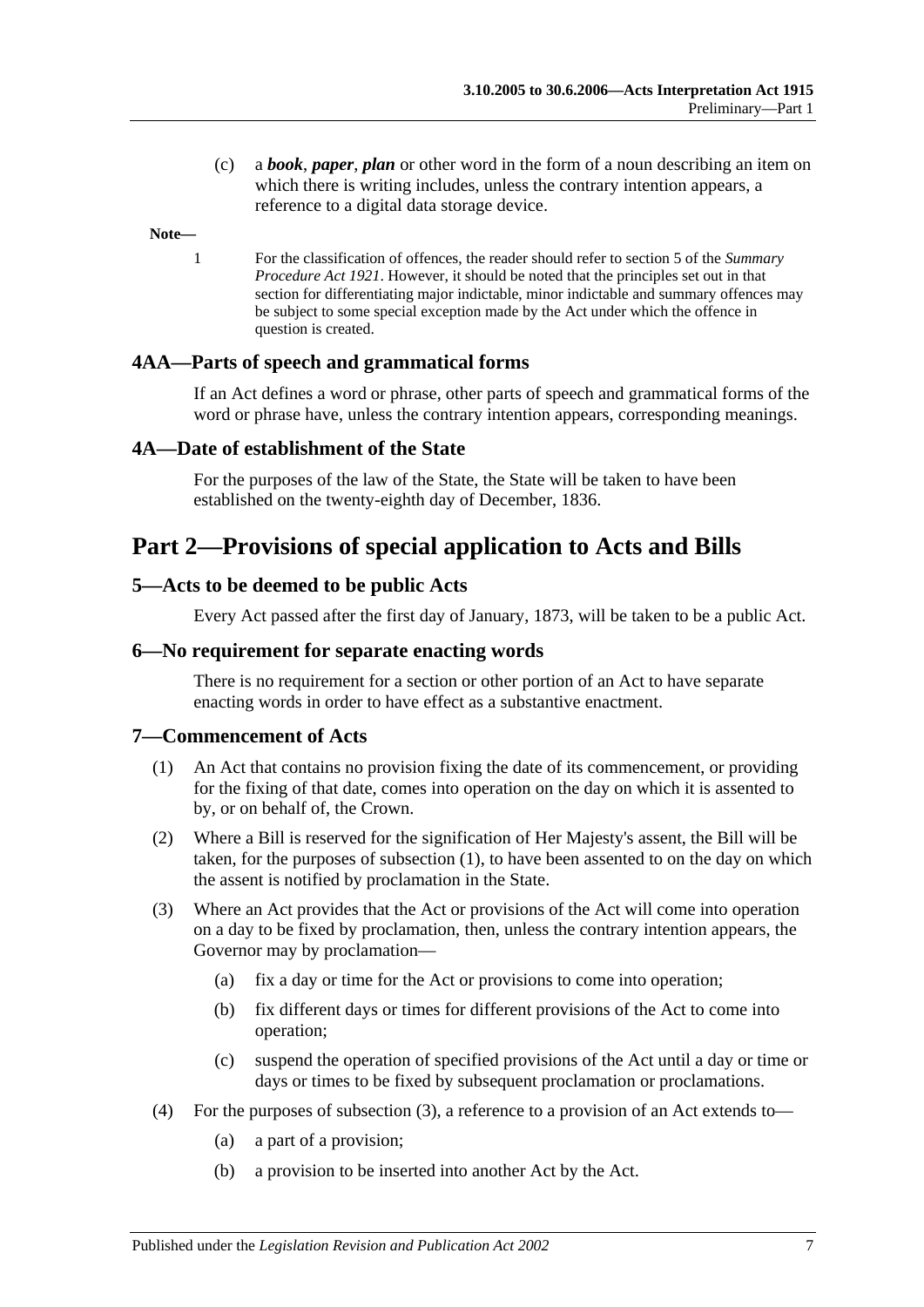(c) a ***book***, ***paper***, ***plan*** or other word in the form of a noun describing an item on which there is writing includes, unless the contrary intention appears, a reference to a digital data storage device.

**Note—**

1 For the classification of offences, the reader should refer to section 5 of the *Summary Procedure Act 1921*. However, it should be noted that the principles set out in that section for differentiating major indictable, minor indictable and summary offences may be subject to some special exception made by the Act under which the offence in question is created.

### 4AA—Parts of speech and grammatical forms

If an Act defines a word or phrase, other parts of speech and grammatical forms of the word or phrase have, unless the contrary intention appears, corresponding meanings.

### 4A—Date of establishment of the State

For the purposes of the law of the State, the State will be taken to have been established on the twenty-eighth day of December, 1836.

## Part 2—Provisions of special application to Acts and Bills

### 5—Acts to be deemed to be public Acts

Every Act passed after the first day of January, 1873, will be taken to be a public Act.

### 6—No requirement for separate enacting words

There is no requirement for a section or other portion of an Act to have separate enacting words in order to have effect as a substantive enactment.

### 7—Commencement of Acts

(1) An Act that contains no provision fixing the date of its commencement, or providing for the fixing of that date, comes into operation on the day on which it is assented to by, or on behalf of, the Crown.

(2) Where a Bill is reserved for the signification of Her Majesty's assent, the Bill will be taken, for the purposes of subsection (1), to have been assented to on the day on which the assent is notified by proclamation in the State.

(3) Where an Act provides that the Act or provisions of the Act will come into operation on a day to be fixed by proclamation, then, unless the contrary intention appears, the Governor may by proclamation—

(a) fix a day or time for the Act or provisions to come into operation;

(b) fix different days or times for different provisions of the Act to come into operation;

(c) suspend the operation of specified provisions of the Act until a day or time or days or times to be fixed by subsequent proclamation or proclamations.

(4) For the purposes of subsection (3), a reference to a provision of an Act extends to—

(a) a part of a provision;

(b) a provision to be inserted into another Act by the Act.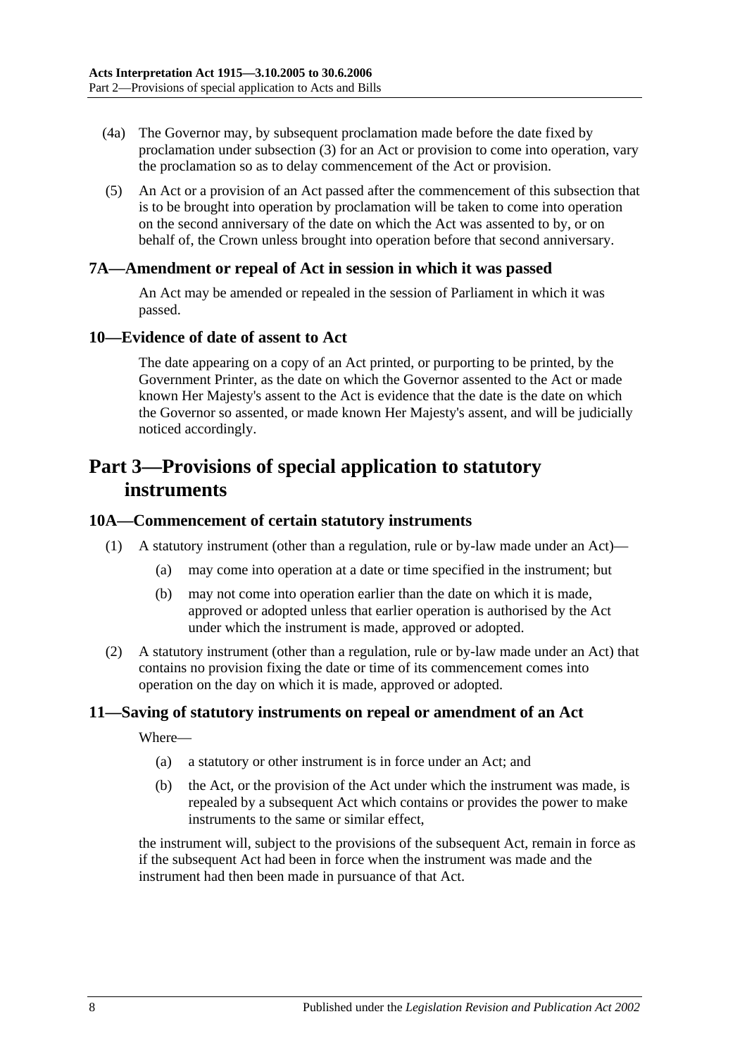(4a) The Governor may, by subsequent proclamation made before the date fixed by proclamation under subsection (3) for an Act or provision to come into operation, vary the proclamation so as to delay commencement of the Act or provision.

(5) An Act or a provision of an Act passed after the commencement of this subsection that is to be brought into operation by proclamation will be taken to come into operation on the second anniversary of the date on which the Act was assented to by, or on behalf of, the Crown unless brought into operation before that second anniversary.

### 7A—Amendment or repeal of Act in session in which it was passed

An Act may be amended or repealed in the session of Parliament in which it was passed.

### 10—Evidence of date of assent to Act

The date appearing on a copy of an Act printed, or purporting to be printed, by the Government Printer, as the date on which the Governor assented to the Act or made known Her Majesty's assent to the Act is evidence that the date is the date on which the Governor so assented, or made known Her Majesty's assent, and will be judicially noticed accordingly.

## Part 3—Provisions of special application to statutory instruments

### 10A—Commencement of certain statutory instruments

(1) A statutory instrument (other than a regulation, rule or by-law made under an Act)—

- (a) may come into operation at a date or time specified in the instrument; but
- (b) may not come into operation earlier than the date on which it is made, approved or adopted unless that earlier operation is authorised by the Act under which the instrument is made, approved or adopted.

(2) A statutory instrument (other than a regulation, rule or by-law made under an Act) that contains no provision fixing the date or time of its commencement comes into operation on the day on which it is made, approved or adopted.

### 11—Saving of statutory instruments on repeal or amendment of an Act

Where—

- (a) a statutory or other instrument is in force under an Act; and
- (b) the Act, or the provision of the Act under which the instrument was made, is repealed by a subsequent Act which contains or provides the power to make instruments to the same or similar effect,

the instrument will, subject to the provisions of the subsequent Act, remain in force as if the subsequent Act had been in force when the instrument was made and the instrument had then been made in pursuance of that Act.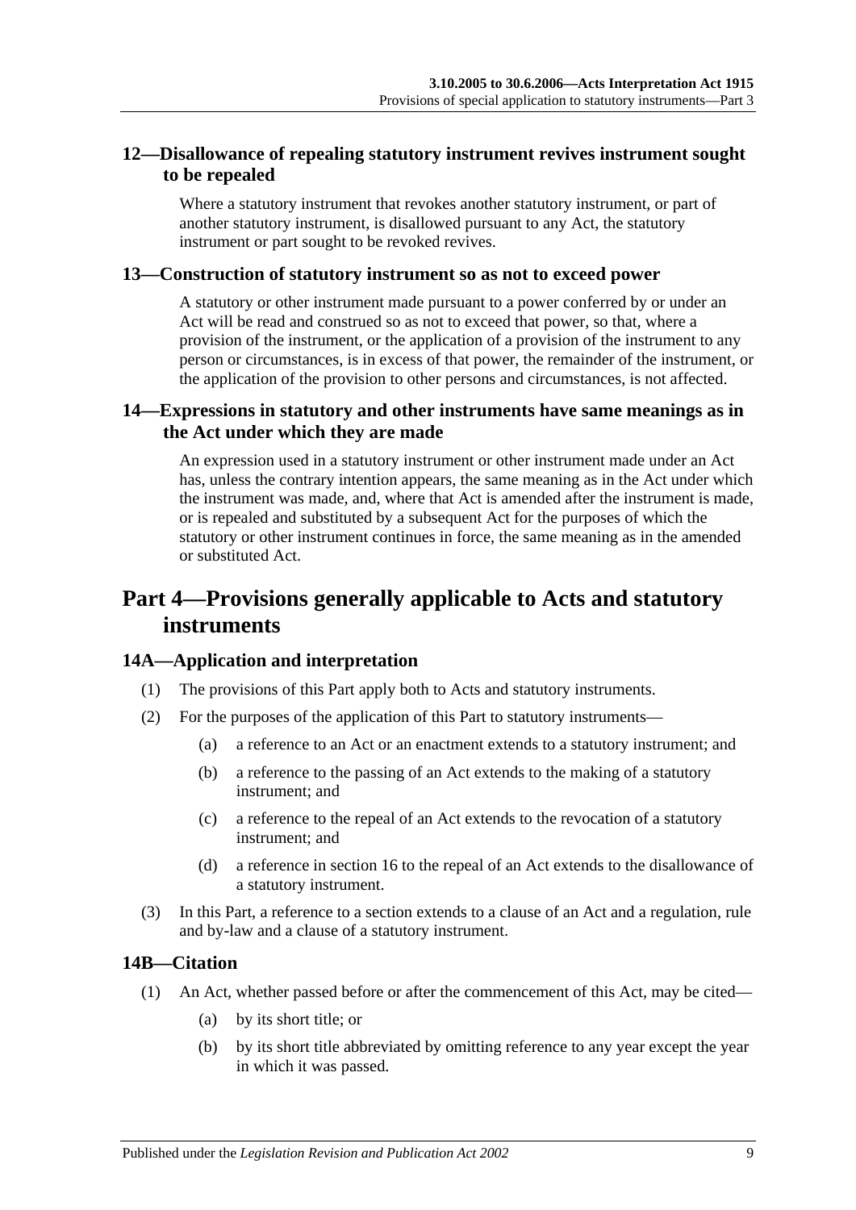## 12—Disallowance of repealing statutory instrument revives instrument sought to be repealed

Where a statutory instrument that revokes another statutory instrument, or part of another statutory instrument, is disallowed pursuant to any Act, the statutory instrument or part sought to be revoked revives.

## 13—Construction of statutory instrument so as not to exceed power

A statutory or other instrument made pursuant to a power conferred by or under an Act will be read and construed so as not to exceed that power, so that, where a provision of the instrument, or the application of a provision of the instrument to any person or circumstances, is in excess of that power, the remainder of the instrument, or the application of the provision to other persons and circumstances, is not affected.

## 14—Expressions in statutory and other instruments have same meanings as in the Act under which they are made

An expression used in a statutory instrument or other instrument made under an Act has, unless the contrary intention appears, the same meaning as in the Act under which the instrument was made, and, where that Act is amended after the instrument is made, or is repealed and substituted by a subsequent Act for the purposes of which the statutory or other instrument continues in force, the same meaning as in the amended or substituted Act.

# Part 4—Provisions generally applicable to Acts and statutory instruments

## 14A—Application and interpretation

(1) The provisions of this Part apply both to Acts and statutory instruments.

(2) For the purposes of the application of this Part to statutory instruments—

(a) a reference to an Act or an enactment extends to a statutory instrument; and

(b) a reference to the passing of an Act extends to the making of a statutory instrument; and

(c) a reference to the repeal of an Act extends to the revocation of a statutory instrument; and

(d) a reference in section 16 to the repeal of an Act extends to the disallowance of a statutory instrument.

(3) In this Part, a reference to a section extends to a clause of an Act and a regulation, rule and by-law and a clause of a statutory instrument.

## 14B—Citation

(1) An Act, whether passed before or after the commencement of this Act, may be cited—

(a) by its short title; or

(b) by its short title abbreviated by omitting reference to any year except the year in which it was passed.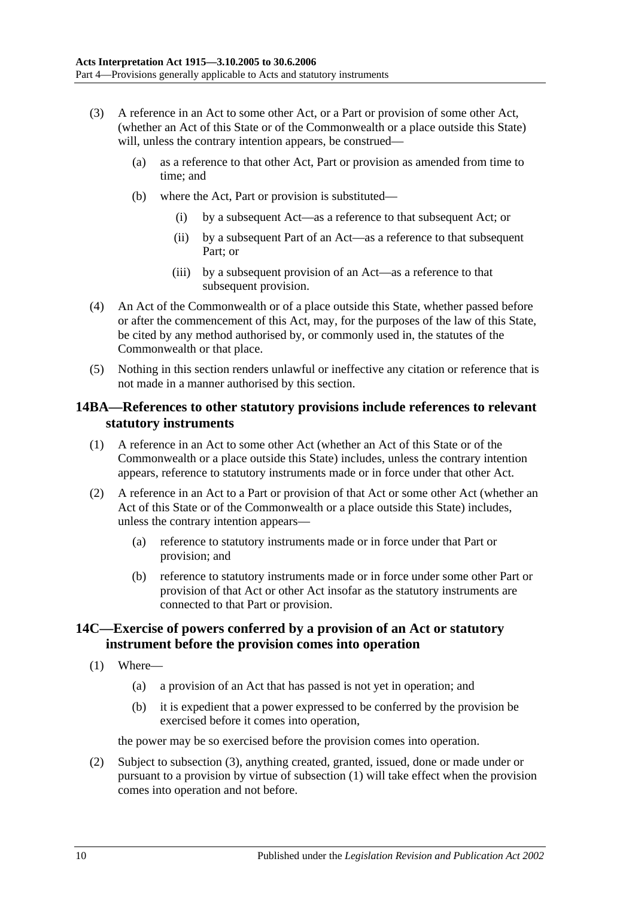(3) A reference in an Act to some other Act, or a Part or provision of some other Act, (whether an Act of this State or of the Commonwealth or a place outside this State) will, unless the contrary intention appears, be construed—

(a) as a reference to that other Act, Part or provision as amended from time to time; and

(b) where the Act, Part or provision is substituted—

(i) by a subsequent Act—as a reference to that subsequent Act; or

(ii) by a subsequent Part of an Act—as a reference to that subsequent Part; or

(iii) by a subsequent provision of an Act—as a reference to that subsequent provision.

(4) An Act of the Commonwealth or of a place outside this State, whether passed before or after the commencement of this Act, may, for the purposes of the law of this State, be cited by any method authorised by, or commonly used in, the statutes of the Commonwealth or that place.

(5) Nothing in this section renders unlawful or ineffective any citation or reference that is not made in a manner authorised by this section.

## 14BA—References to other statutory provisions include references to relevant statutory instruments

(1) A reference in an Act to some other Act (whether an Act of this State or of the Commonwealth or a place outside this State) includes, unless the contrary intention appears, reference to statutory instruments made or in force under that other Act.

(2) A reference in an Act to a Part or provision of that Act or some other Act (whether an Act of this State or of the Commonwealth or a place outside this State) includes, unless the contrary intention appears—

(a) reference to statutory instruments made or in force under that Part or provision; and

(b) reference to statutory instruments made or in force under some other Part or provision of that Act or other Act insofar as the statutory instruments are connected to that Part or provision.

## 14C—Exercise of powers conferred by a provision of an Act or statutory instrument before the provision comes into operation

(1) Where—

(a) a provision of an Act that has passed is not yet in operation; and

(b) it is expedient that a power expressed to be conferred by the provision be exercised before it comes into operation,

the power may be so exercised before the provision comes into operation.

(2) Subject to subsection (3), anything created, granted, issued, done or made under or pursuant to a provision by virtue of subsection (1) will take effect when the provision comes into operation and not before.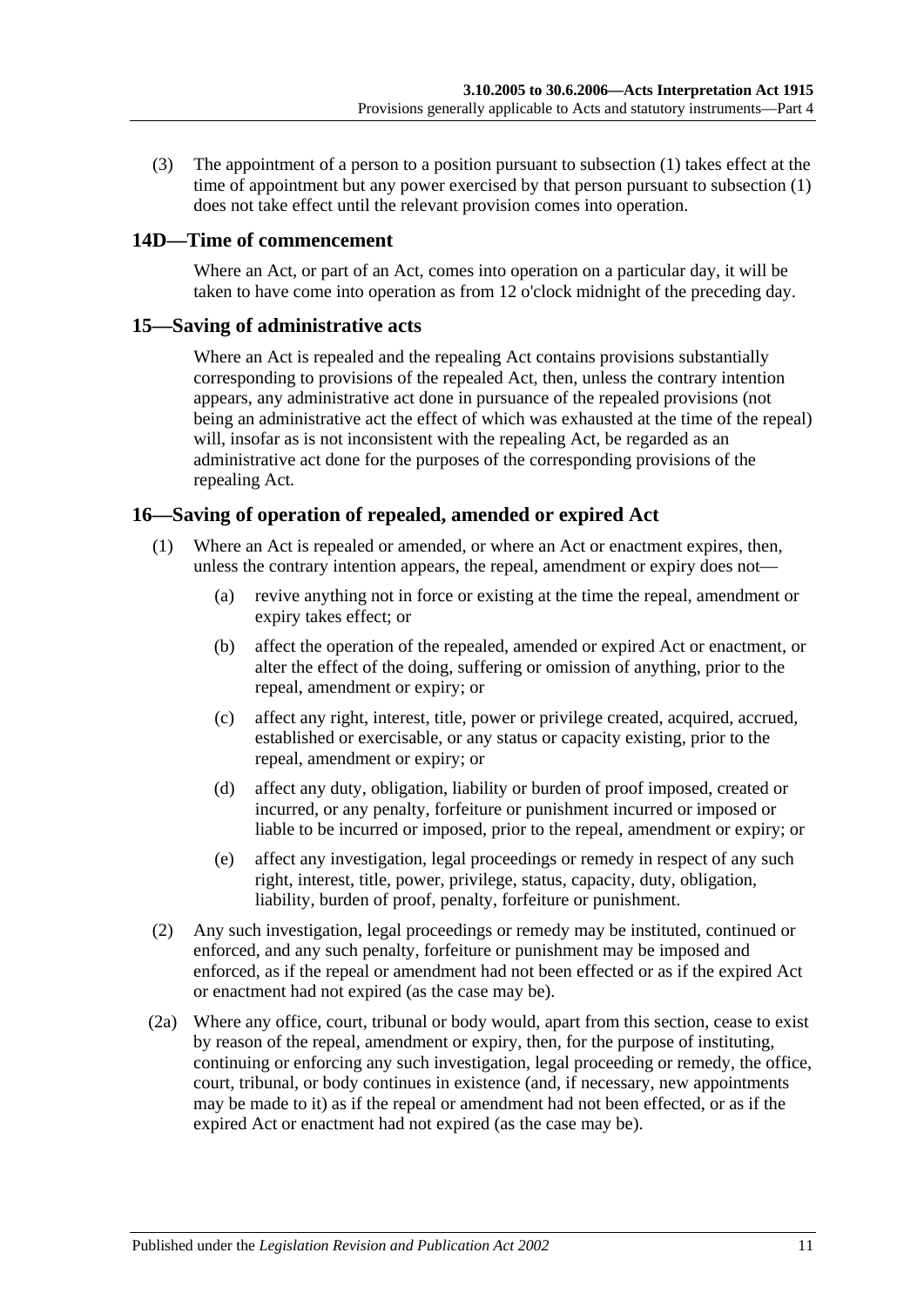(3) The appointment of a person to a position pursuant to subsection (1) takes effect at the time of appointment but any power exercised by that person pursuant to subsection (1) does not take effect until the relevant provision comes into operation.

## 14D—Time of commencement

Where an Act, or part of an Act, comes into operation on a particular day, it will be taken to have come into operation as from 12 o'clock midnight of the preceding day.

## 15—Saving of administrative acts

Where an Act is repealed and the repealing Act contains provisions substantially corresponding to provisions of the repealed Act, then, unless the contrary intention appears, any administrative act done in pursuance of the repealed provisions (not being an administrative act the effect of which was exhausted at the time of the repeal) will, insofar as is not inconsistent with the repealing Act, be regarded as an administrative act done for the purposes of the corresponding provisions of the repealing Act.

## 16—Saving of operation of repealed, amended or expired Act

(1) Where an Act is repealed or amended, or where an Act or enactment expires, then, unless the contrary intention appears, the repeal, amendment or expiry does not—

(a) revive anything not in force or existing at the time the repeal, amendment or expiry takes effect; or

(b) affect the operation of the repealed, amended or expired Act or enactment, or alter the effect of the doing, suffering or omission of anything, prior to the repeal, amendment or expiry; or

(c) affect any right, interest, title, power or privilege created, acquired, accrued, established or exercisable, or any status or capacity existing, prior to the repeal, amendment or expiry; or

(d) affect any duty, obligation, liability or burden of proof imposed, created or incurred, or any penalty, forfeiture or punishment incurred or imposed or liable to be incurred or imposed, prior to the repeal, amendment or expiry; or

(e) affect any investigation, legal proceedings or remedy in respect of any such right, interest, title, power, privilege, status, capacity, duty, obligation, liability, burden of proof, penalty, forfeiture or punishment.

(2) Any such investigation, legal proceedings or remedy may be instituted, continued or enforced, and any such penalty, forfeiture or punishment may be imposed and enforced, as if the repeal or amendment had not been effected or as if the expired Act or enactment had not expired (as the case may be).

(2a) Where any office, court, tribunal or body would, apart from this section, cease to exist by reason of the repeal, amendment or expiry, then, for the purpose of instituting, continuing or enforcing any such investigation, legal proceeding or remedy, the office, court, tribunal, or body continues in existence (and, if necessary, new appointments may be made to it) as if the repeal or amendment had not been effected, or as if the expired Act or enactment had not expired (as the case may be).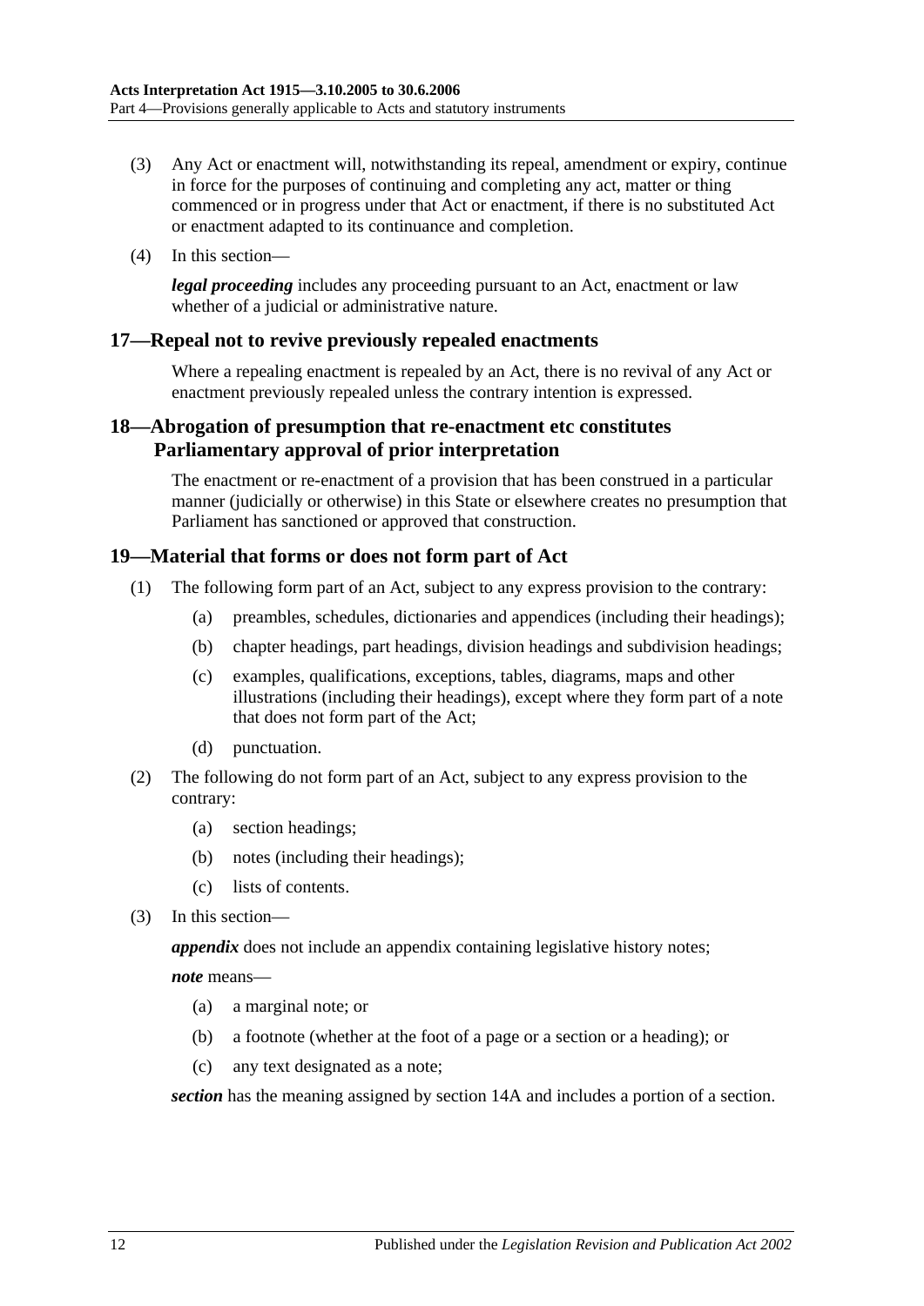(3) Any Act or enactment will, notwithstanding its repeal, amendment or expiry, continue in force for the purposes of continuing and completing any act, matter or thing commenced or in progress under that Act or enactment, if there is no substituted Act or enactment adapted to its continuance and completion.

(4) In this section—

***legal proceeding*** includes any proceeding pursuant to an Act, enactment or law whether of a judicial or administrative nature.

## 17—Repeal not to revive previously repealed enactments

Where a repealing enactment is repealed by an Act, there is no revival of any Act or enactment previously repealed unless the contrary intention is expressed.

## 18—Abrogation of presumption that re-enactment etc constitutes Parliamentary approval of prior interpretation

The enactment or re-enactment of a provision that has been construed in a particular manner (judicially or otherwise) in this State or elsewhere creates no presumption that Parliament has sanctioned or approved that construction.

## 19—Material that forms or does not form part of Act

(1) The following form part of an Act, subject to any express provision to the contrary:

- (a) preambles, schedules, dictionaries and appendices (including their headings);
- (b) chapter headings, part headings, division headings and subdivision headings;
- (c) examples, qualifications, exceptions, tables, diagrams, maps and other illustrations (including their headings), except where they form part of a note that does not form part of the Act;
- (d) punctuation.

(2) The following do not form part of an Act, subject to any express provision to the contrary:

- (a) section headings;
- (b) notes (including their headings);
- (c) lists of contents.

(3) In this section—

***appendix*** does not include an appendix containing legislative history notes;

***note*** means—

- (a) a marginal note; or
- (b) a footnote (whether at the foot of a page or a section or a heading); or
- (c) any text designated as a note;

***section*** has the meaning assigned by section 14A and includes a portion of a section.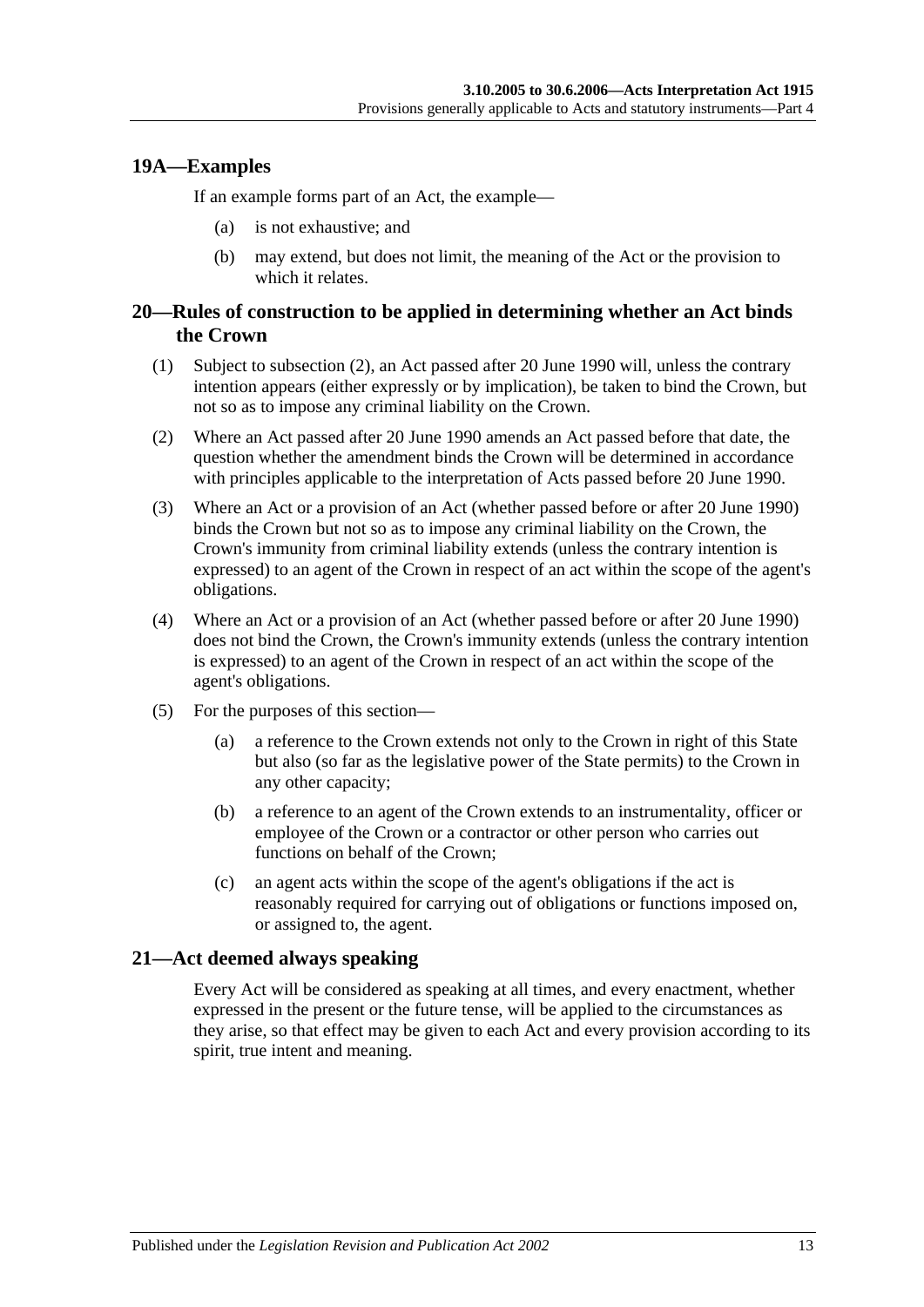## 19A—Examples

If an example forms part of an Act, the example—

(a) is not exhaustive; and

(b) may extend, but does not limit, the meaning of the Act or the provision to which it relates.

## 20—Rules of construction to be applied in determining whether an Act binds the Crown

(1) Subject to subsection (2), an Act passed after 20 June 1990 will, unless the contrary intention appears (either expressly or by implication), be taken to bind the Crown, but not so as to impose any criminal liability on the Crown.

(2) Where an Act passed after 20 June 1990 amends an Act passed before that date, the question whether the amendment binds the Crown will be determined in accordance with principles applicable to the interpretation of Acts passed before 20 June 1990.

(3) Where an Act or a provision of an Act (whether passed before or after 20 June 1990) binds the Crown but not so as to impose any criminal liability on the Crown, the Crown's immunity from criminal liability extends (unless the contrary intention is expressed) to an agent of the Crown in respect of an act within the scope of the agent's obligations.

(4) Where an Act or a provision of an Act (whether passed before or after 20 June 1990) does not bind the Crown, the Crown's immunity extends (unless the contrary intention is expressed) to an agent of the Crown in respect of an act within the scope of the agent's obligations.

(5) For the purposes of this section—

(a) a reference to the Crown extends not only to the Crown in right of this State but also (so far as the legislative power of the State permits) to the Crown in any other capacity;

(b) a reference to an agent of the Crown extends to an instrumentality, officer or employee of the Crown or a contractor or other person who carries out functions on behalf of the Crown;

(c) an agent acts within the scope of the agent's obligations if the act is reasonably required for carrying out of obligations or functions imposed on, or assigned to, the agent.

## 21—Act deemed always speaking

Every Act will be considered as speaking at all times, and every enactment, whether expressed in the present or the future tense, will be applied to the circumstances as they arise, so that effect may be given to each Act and every provision according to its spirit, true intent and meaning.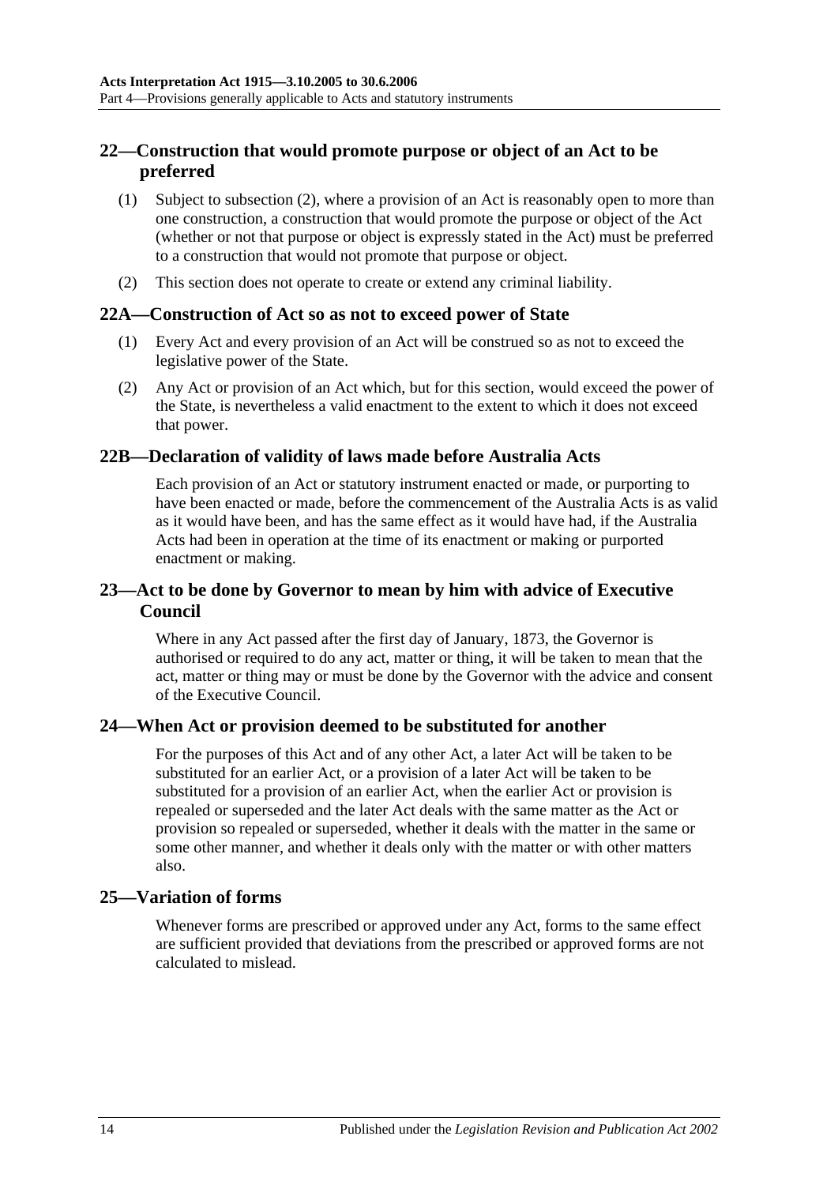## 22—Construction that would promote purpose or object of an Act to be preferred

(1) Subject to subsection (2), where a provision of an Act is reasonably open to more than one construction, a construction that would promote the purpose or object of the Act (whether or not that purpose or object is expressly stated in the Act) must be preferred to a construction that would not promote that purpose or object.

(2) This section does not operate to create or extend any criminal liability.

## 22A—Construction of Act so as not to exceed power of State

(1) Every Act and every provision of an Act will be construed so as not to exceed the legislative power of the State.

(2) Any Act or provision of an Act which, but for this section, would exceed the power of the State, is nevertheless a valid enactment to the extent to which it does not exceed that power.

## 22B—Declaration of validity of laws made before Australia Acts

Each provision of an Act or statutory instrument enacted or made, or purporting to have been enacted or made, before the commencement of the Australia Acts is as valid as it would have been, and has the same effect as it would have had, if the Australia Acts had been in operation at the time of its enactment or making or purported enactment or making.

## 23—Act to be done by Governor to mean by him with advice of Executive Council

Where in any Act passed after the first day of January, 1873, the Governor is authorised or required to do any act, matter or thing, it will be taken to mean that the act, matter or thing may or must be done by the Governor with the advice and consent of the Executive Council.

## 24—When Act or provision deemed to be substituted for another

For the purposes of this Act and of any other Act, a later Act will be taken to be substituted for an earlier Act, or a provision of a later Act will be taken to be substituted for a provision of an earlier Act, when the earlier Act or provision is repealed or superseded and the later Act deals with the same matter as the Act or provision so repealed or superseded, whether it deals with the matter in the same or some other manner, and whether it deals only with the matter or with other matters also.

## 25—Variation of forms

Whenever forms are prescribed or approved under any Act, forms to the same effect are sufficient provided that deviations from the prescribed or approved forms are not calculated to mislead.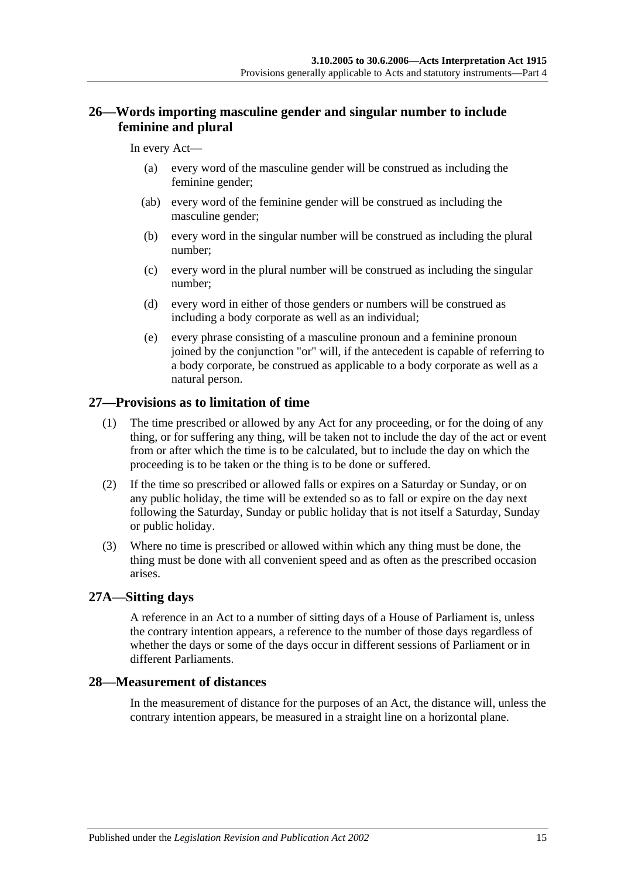## 26—Words importing masculine gender and singular number to include feminine and plural

In every Act—

(a) every word of the masculine gender will be construed as including the feminine gender;

(ab) every word of the feminine gender will be construed as including the masculine gender;

(b) every word in the singular number will be construed as including the plural number;

(c) every word in the plural number will be construed as including the singular number;

(d) every word in either of those genders or numbers will be construed as including a body corporate as well as an individual;

(e) every phrase consisting of a masculine pronoun and a feminine pronoun joined by the conjunction "or" will, if the antecedent is capable of referring to a body corporate, be construed as applicable to a body corporate as well as a natural person.

## 27—Provisions as to limitation of time

(1) The time prescribed or allowed by any Act for any proceeding, or for the doing of any thing, or for suffering any thing, will be taken not to include the day of the act or event from or after which the time is to be calculated, but to include the day on which the proceeding is to be taken or the thing is to be done or suffered.

(2) If the time so prescribed or allowed falls or expires on a Saturday or Sunday, or on any public holiday, the time will be extended so as to fall or expire on the day next following the Saturday, Sunday or public holiday that is not itself a Saturday, Sunday or public holiday.

(3) Where no time is prescribed or allowed within which any thing must be done, the thing must be done with all convenient speed and as often as the prescribed occasion arises.

## 27A—Sitting days

A reference in an Act to a number of sitting days of a House of Parliament is, unless the contrary intention appears, a reference to the number of those days regardless of whether the days or some of the days occur in different sessions of Parliament or in different Parliaments.

## 28—Measurement of distances

In the measurement of distance for the purposes of an Act, the distance will, unless the contrary intention appears, be measured in a straight line on a horizontal plane.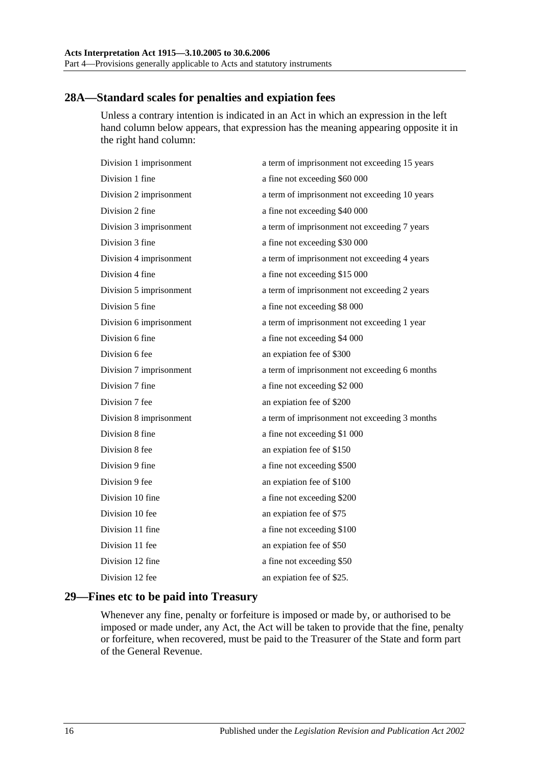## 28A—Standard scales for penalties and expiation fees

Unless a contrary intention is indicated in an Act in which an expression in the left hand column below appears, that expression has the meaning appearing opposite it in the right hand column:

| | |
|---|---|
| Division 1 imprisonment | a term of imprisonment not exceeding 15 years |
| Division 1 fine | a fine not exceeding $60 000 |
| Division 2 imprisonment | a term of imprisonment not exceeding 10 years |
| Division 2 fine | a fine not exceeding $40 000 |
| Division 3 imprisonment | a term of imprisonment not exceeding 7 years |
| Division 3 fine | a fine not exceeding $30 000 |
| Division 4 imprisonment | a term of imprisonment not exceeding 4 years |
| Division 4 fine | a fine not exceeding $15 000 |
| Division 5 imprisonment | a term of imprisonment not exceeding 2 years |
| Division 5 fine | a fine not exceeding $8 000 |
| Division 6 imprisonment | a term of imprisonment not exceeding 1 year |
| Division 6 fine | a fine not exceeding $4 000 |
| Division 6 fee | an expiation fee of $300 |
| Division 7 imprisonment | a term of imprisonment not exceeding 6 months |
| Division 7 fine | a fine not exceeding $2 000 |
| Division 7 fee | an expiation fee of $200 |
| Division 8 imprisonment | a term of imprisonment not exceeding 3 months |
| Division 8 fine | a fine not exceeding $1 000 |
| Division 8 fee | an expiation fee of $150 |
| Division 9 fine | a fine not exceeding $500 |
| Division 9 fee | an expiation fee of $100 |
| Division 10 fine | a fine not exceeding $200 |
| Division 10 fee | an expiation fee of $75 |
| Division 11 fine | a fine not exceeding $100 |
| Division 11 fee | an expiation fee of $50 |
| Division 12 fine | a fine not exceeding $50 |
| Division 12 fee | an expiation fee of $25. |

## 29—Fines etc to be paid into Treasury

Whenever any fine, penalty or forfeiture is imposed or made by, or authorised to be imposed or made under, any Act, the Act will be taken to provide that the fine, penalty or forfeiture, when recovered, must be paid to the Treasurer of the State and form part of the General Revenue.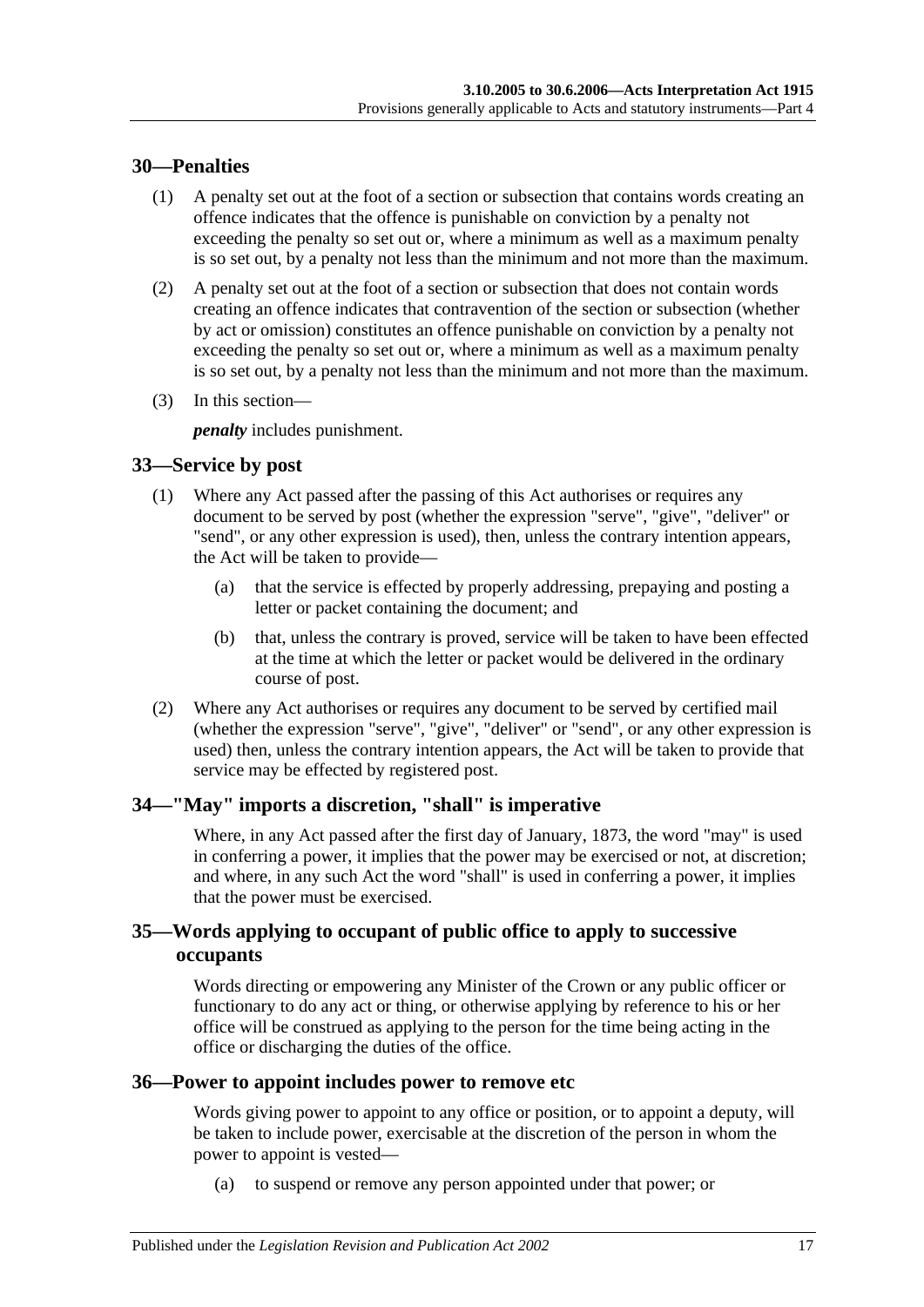## 30—Penalties

(1) A penalty set out at the foot of a section or subsection that contains words creating an offence indicates that the offence is punishable on conviction by a penalty not exceeding the penalty so set out or, where a minimum as well as a maximum penalty is so set out, by a penalty not less than the minimum and not more than the maximum.

(2) A penalty set out at the foot of a section or subsection that does not contain words creating an offence indicates that contravention of the section or subsection (whether by act or omission) constitutes an offence punishable on conviction by a penalty not exceeding the penalty so set out or, where a minimum as well as a maximum penalty is so set out, by a penalty not less than the minimum and not more than the maximum.

(3) In this section—

***penalty*** includes punishment.

## 33—Service by post

(1) Where any Act passed after the passing of this Act authorises or requires any document to be served by post (whether the expression "serve", "give", "deliver" or "send", or any other expression is used), then, unless the contrary intention appears, the Act will be taken to provide—

(a) that the service is effected by properly addressing, prepaying and posting a letter or packet containing the document; and

(b) that, unless the contrary is proved, service will be taken to have been effected at the time at which the letter or packet would be delivered in the ordinary course of post.

(2) Where any Act authorises or requires any document to be served by certified mail (whether the expression "serve", "give", "deliver" or "send", or any other expression is used) then, unless the contrary intention appears, the Act will be taken to provide that service may be effected by registered post.

## 34—"May" imports a discretion, "shall" is imperative

Where, in any Act passed after the first day of January, 1873, the word "may" is used in conferring a power, it implies that the power may be exercised or not, at discretion; and where, in any such Act the word "shall" is used in conferring a power, it implies that the power must be exercised.

## 35—Words applying to occupant of public office to apply to successive occupants

Words directing or empowering any Minister of the Crown or any public officer or functionary to do any act or thing, or otherwise applying by reference to his or her office will be construed as applying to the person for the time being acting in the office or discharging the duties of the office.

## 36—Power to appoint includes power to remove etc

Words giving power to appoint to any office or position, or to appoint a deputy, will be taken to include power, exercisable at the discretion of the person in whom the power to appoint is vested—

(a) to suspend or remove any person appointed under that power; or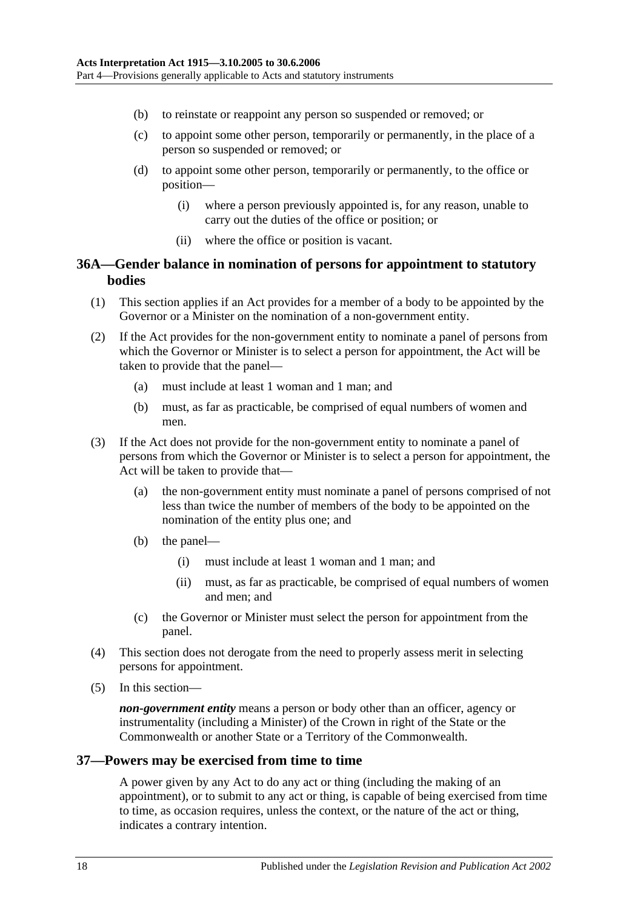(b) to reinstate or reappoint any person so suspended or removed; or

(c) to appoint some other person, temporarily or permanently, in the place of a person so suspended or removed; or

(d) to appoint some other person, temporarily or permanently, to the office or position—

(i) where a person previously appointed is, for any reason, unable to carry out the duties of the office or position; or

(ii) where the office or position is vacant.

## 36A—Gender balance in nomination of persons for appointment to statutory bodies

(1) This section applies if an Act provides for a member of a body to be appointed by the Governor or a Minister on the nomination of a non-government entity.

(2) If the Act provides for the non-government entity to nominate a panel of persons from which the Governor or Minister is to select a person for appointment, the Act will be taken to provide that the panel—

(a) must include at least 1 woman and 1 man; and

(b) must, as far as practicable, be comprised of equal numbers of women and men.

(3) If the Act does not provide for the non-government entity to nominate a panel of persons from which the Governor or Minister is to select a person for appointment, the Act will be taken to provide that—

(a) the non-government entity must nominate a panel of persons comprised of not less than twice the number of members of the body to be appointed on the nomination of the entity plus one; and

(b) the panel—

(i) must include at least 1 woman and 1 man; and

(ii) must, as far as practicable, be comprised of equal numbers of women and men; and

(c) the Governor or Minister must select the person for appointment from the panel.

(4) This section does not derogate from the need to properly assess merit in selecting persons for appointment.

(5) In this section—

***non-government entity*** means a person or body other than an officer, agency or instrumentality (including a Minister) of the Crown in right of the State or the Commonwealth or another State or a Territory of the Commonwealth.

## 37—Powers may be exercised from time to time

A power given by any Act to do any act or thing (including the making of an appointment), or to submit to any act or thing, is capable of being exercised from time to time, as occasion requires, unless the context, or the nature of the act or thing, indicates a contrary intention.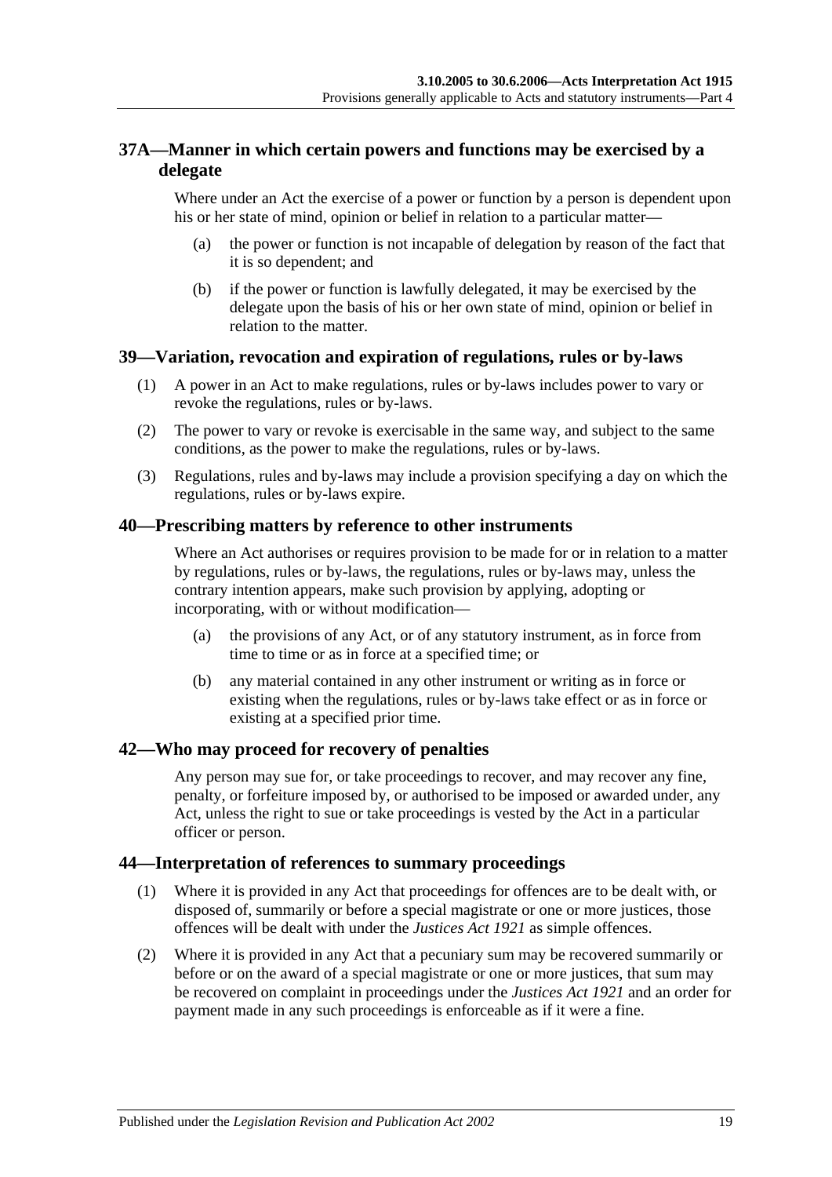## 37A—Manner in which certain powers and functions may be exercised by a delegate

Where under an Act the exercise of a power or function by a person is dependent upon his or her state of mind, opinion or belief in relation to a particular matter—

(a) the power or function is not incapable of delegation by reason of the fact that it is so dependent; and

(b) if the power or function is lawfully delegated, it may be exercised by the delegate upon the basis of his or her own state of mind, opinion or belief in relation to the matter.

## 39—Variation, revocation and expiration of regulations, rules or by-laws

(1) A power in an Act to make regulations, rules or by-laws includes power to vary or revoke the regulations, rules or by-laws.

(2) The power to vary or revoke is exercisable in the same way, and subject to the same conditions, as the power to make the regulations, rules or by-laws.

(3) Regulations, rules and by-laws may include a provision specifying a day on which the regulations, rules or by-laws expire.

## 40—Prescribing matters by reference to other instruments

Where an Act authorises or requires provision to be made for or in relation to a matter by regulations, rules or by-laws, the regulations, rules or by-laws may, unless the contrary intention appears, make such provision by applying, adopting or incorporating, with or without modification—

(a) the provisions of any Act, or of any statutory instrument, as in force from time to time or as in force at a specified time; or

(b) any material contained in any other instrument or writing as in force or existing when the regulations, rules or by-laws take effect or as in force or existing at a specified prior time.

## 42—Who may proceed for recovery of penalties

Any person may sue for, or take proceedings to recover, and may recover any fine, penalty, or forfeiture imposed by, or authorised to be imposed or awarded under, any Act, unless the right to sue or take proceedings is vested by the Act in a particular officer or person.

## 44—Interpretation of references to summary proceedings

(1) Where it is provided in any Act that proceedings for offences are to be dealt with, or disposed of, summarily or before a special magistrate or one or more justices, those offences will be dealt with under the *Justices Act 1921* as simple offences.

(2) Where it is provided in any Act that a pecuniary sum may be recovered summarily or before or on the award of a special magistrate or one or more justices, that sum may be recovered on complaint in proceedings under the *Justices Act 1921* and an order for payment made in any such proceedings is enforceable as if it were a fine.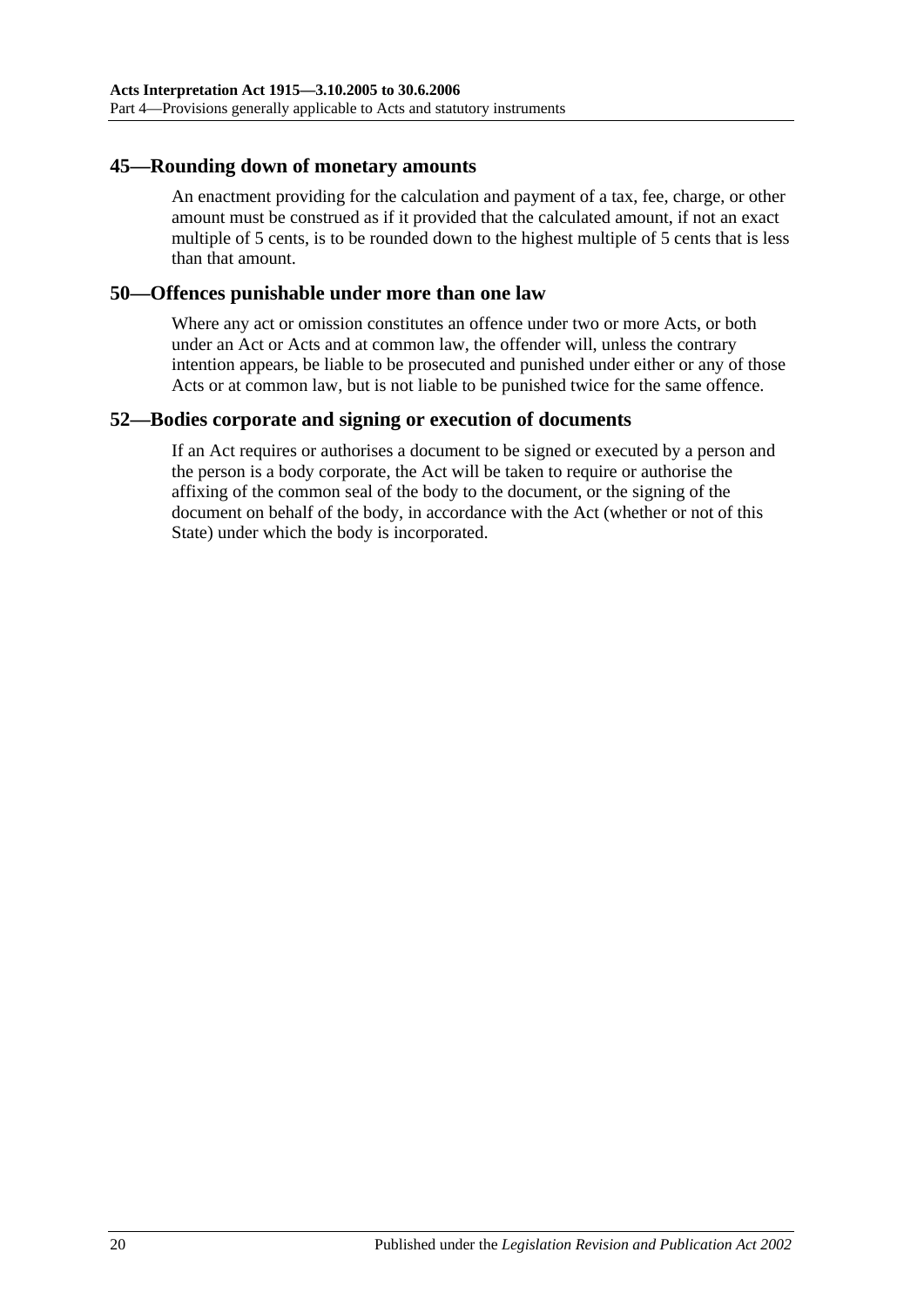## 45—Rounding down of monetary amounts

An enactment providing for the calculation and payment of a tax, fee, charge, or other amount must be construed as if it provided that the calculated amount, if not an exact multiple of 5 cents, is to be rounded down to the highest multiple of 5 cents that is less than that amount.

## 50—Offences punishable under more than one law

Where any act or omission constitutes an offence under two or more Acts, or both under an Act or Acts and at common law, the offender will, unless the contrary intention appears, be liable to be prosecuted and punished under either or any of those Acts or at common law, but is not liable to be punished twice for the same offence.

## 52—Bodies corporate and signing or execution of documents

If an Act requires or authorises a document to be signed or executed by a person and the person is a body corporate, the Act will be taken to require or authorise the affixing of the common seal of the body to the document, or the signing of the document on behalf of the body, in accordance with the Act (whether or not of this State) under which the body is incorporated.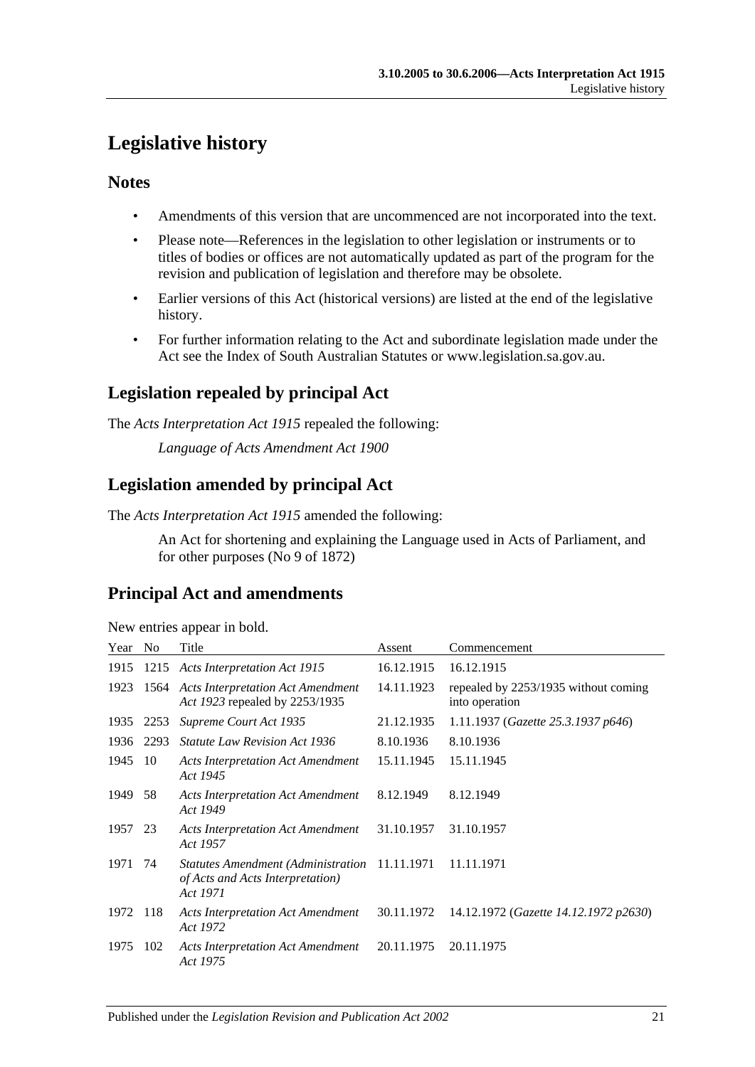# Legislative history

## Notes

- Amendments of this version that are uncommenced are not incorporated into the text.
- Please note—References in the legislation to other legislation or instruments or to titles of bodies or offices are not automatically updated as part of the program for the revision and publication of legislation and therefore may be obsolete.
- Earlier versions of this Act (historical versions) are listed at the end of the legislative history.
- For further information relating to the Act and subordinate legislation made under the Act see the Index of South Australian Statutes or www.legislation.sa.gov.au.

## Legislation repealed by principal Act

The *Acts Interpretation Act 1915* repealed the following:

*Language of Acts Amendment Act 1900*

## Legislation amended by principal Act

The *Acts Interpretation Act 1915* amended the following:

An Act for shortening and explaining the Language used in Acts of Parliament, and for other purposes (No 9 of 1872)

## Principal Act and amendments

New entries appear in bold.

| Year | No | Title | Assent | Commencement |
|---|---|---|---|---|
| 1915 | 1215 | *Acts Interpretation Act 1915* | 16.12.1915 | 16.12.1915 |
| 1923 | 1564 | *Acts Interpretation Act Amendment Act 1923* repealed by 2253/1935 | 14.11.1923 | repealed by 2253/1935 without coming into operation |
| 1935 | 2253 | *Supreme Court Act 1935* | 21.12.1935 | 1.11.1937 (*Gazette 25.3.1937 p646*) |
| 1936 | 2293 | *Statute Law Revision Act 1936* | 8.10.1936 | 8.10.1936 |
| 1945 | 10 | *Acts Interpretation Act Amendment Act 1945* | 15.11.1945 | 15.11.1945 |
| 1949 | 58 | *Acts Interpretation Act Amendment Act 1949* | 8.12.1949 | 8.12.1949 |
| 1957 | 23 | *Acts Interpretation Act Amendment Act 1957* | 31.10.1957 | 31.10.1957 |
| 1971 | 74 | *Statutes Amendment (Administration of Acts and Acts Interpretation) Act 1971* | 11.11.1971 | 11.11.1971 |
| 1972 | 118 | *Acts Interpretation Act Amendment Act 1972* | 30.11.1972 | 14.12.1972 (*Gazette 14.12.1972 p2630*) |
| 1975 | 102 | *Acts Interpretation Act Amendment Act 1975* | 20.11.1975 | 20.11.1975 |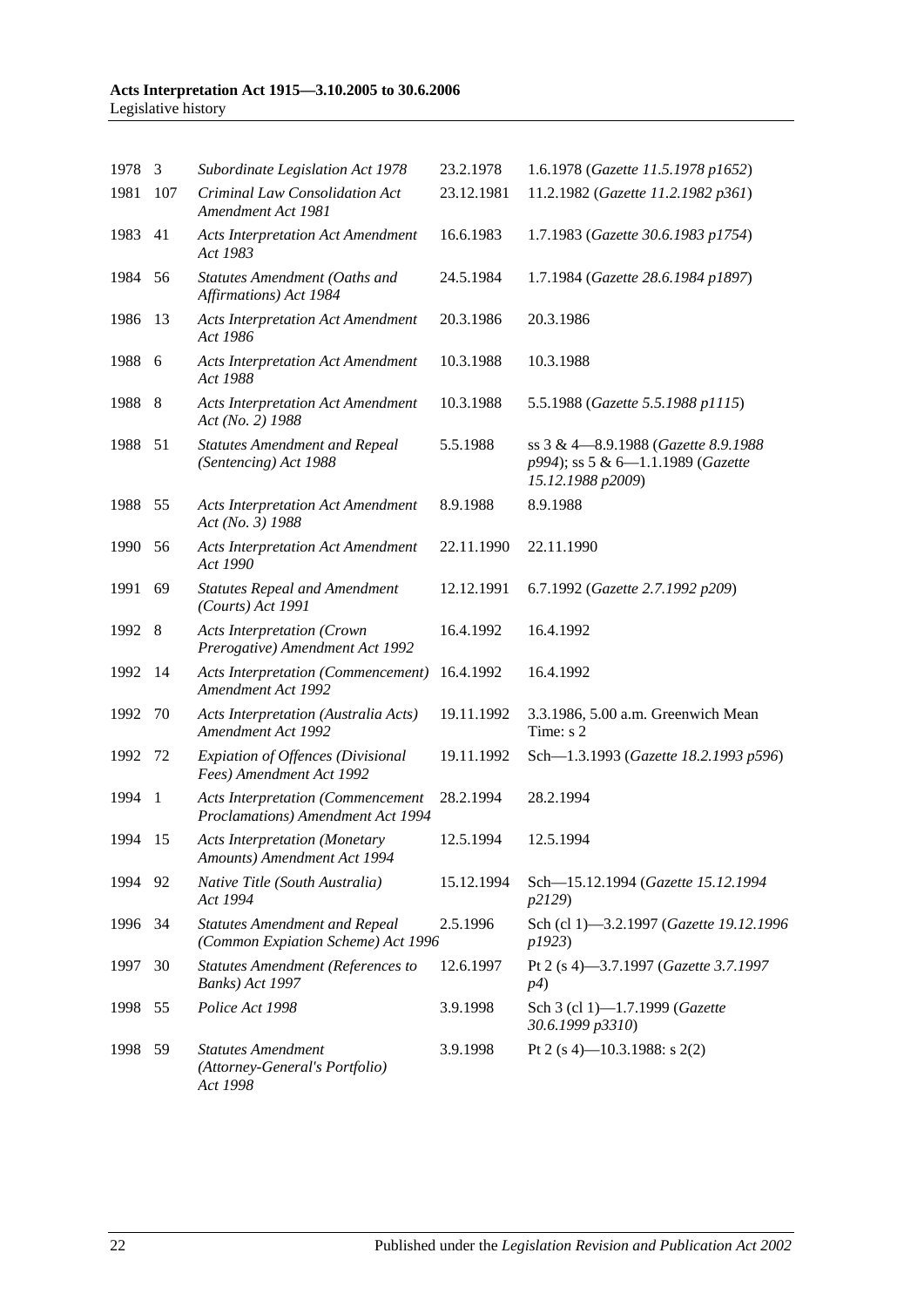| | | | | |
|---|---|---|---|---|
| 1978 | 3 | *Subordinate Legislation Act 1978* | 23.2.1978 | 1.6.1978 (*Gazette 11.5.1978 p1652*) |
| 1981 | 107 | *Criminal Law Consolidation Act Amendment Act 1981* | 23.12.1981 | 11.2.1982 (*Gazette 11.2.1982 p361*) |
| 1983 | 41 | *Acts Interpretation Act Amendment Act 1983* | 16.6.1983 | 1.7.1983 (*Gazette 30.6.1983 p1754*) |
| 1984 | 56 | *Statutes Amendment (Oaths and Affirmations) Act 1984* | 24.5.1984 | 1.7.1984 (*Gazette 28.6.1984 p1897*) |
| 1986 | 13 | *Acts Interpretation Act Amendment Act 1986* | 20.3.1986 | 20.3.1986 |
| 1988 | 6 | *Acts Interpretation Act Amendment Act 1988* | 10.3.1988 | 10.3.1988 |
| 1988 | 8 | *Acts Interpretation Act Amendment Act (No. 2) 1988* | 10.3.1988 | 5.5.1988 (*Gazette 5.5.1988 p1115*) |
| 1988 | 51 | *Statutes Amendment and Repeal (Sentencing) Act 1988* | 5.5.1988 | ss 3 & 4—8.9.1988 (*Gazette 8.9.1988 p994*); ss 5 & 6—1.1.1989 (*Gazette 15.12.1988 p2009*) |
| 1988 | 55 | *Acts Interpretation Act Amendment Act (No. 3) 1988* | 8.9.1988 | 8.9.1988 |
| 1990 | 56 | *Acts Interpretation Act Amendment Act 1990* | 22.11.1990 | 22.11.1990 |
| 1991 | 69 | *Statutes Repeal and Amendment (Courts) Act 1991* | 12.12.1991 | 6.7.1992 (*Gazette 2.7.1992 p209*) |
| 1992 | 8 | *Acts Interpretation (Crown Prerogative) Amendment Act 1992* | 16.4.1992 | 16.4.1992 |
| 1992 | 14 | *Acts Interpretation (Commencement) Amendment Act 1992* | 16.4.1992 | 16.4.1992 |
| 1992 | 70 | *Acts Interpretation (Australia Acts) Amendment Act 1992* | 19.11.1992 | 3.3.1986, 5.00 a.m. Greenwich Mean Time: s 2 |
| 1992 | 72 | *Expiation of Offences (Divisional Fees) Amendment Act 1992* | 19.11.1992 | Sch—1.3.1993 (*Gazette 18.2.1993 p596*) |
| 1994 | 1 | *Acts Interpretation (Commencement Proclamations) Amendment Act 1994* | 28.2.1994 | 28.2.1994 |
| 1994 | 15 | *Acts Interpretation (Monetary Amounts) Amendment Act 1994* | 12.5.1994 | 12.5.1994 |
| 1994 | 92 | *Native Title (South Australia) Act 1994* | 15.12.1994 | Sch—15.12.1994 (*Gazette 15.12.1994 p2129*) |
| 1996 | 34 | *Statutes Amendment and Repeal (Common Expiation Scheme) Act 1996* | 2.5.1996 | Sch (cl 1)—3.2.1997 (*Gazette 19.12.1996 p1923*) |
| 1997 | 30 | *Statutes Amendment (References to Banks) Act 1997* | 12.6.1997 | Pt 2 (s 4)—3.7.1997 (*Gazette 3.7.1997 p4*) |
| 1998 | 55 | *Police Act 1998* | 3.9.1998 | Sch 3 (cl 1)—1.7.1999 (*Gazette 30.6.1999 p3310*) |
| 1998 | 59 | *Statutes Amendment (Attorney-General's Portfolio) Act 1998* | 3.9.1998 | Pt 2 (s 4)—10.3.1988: s 2(2) |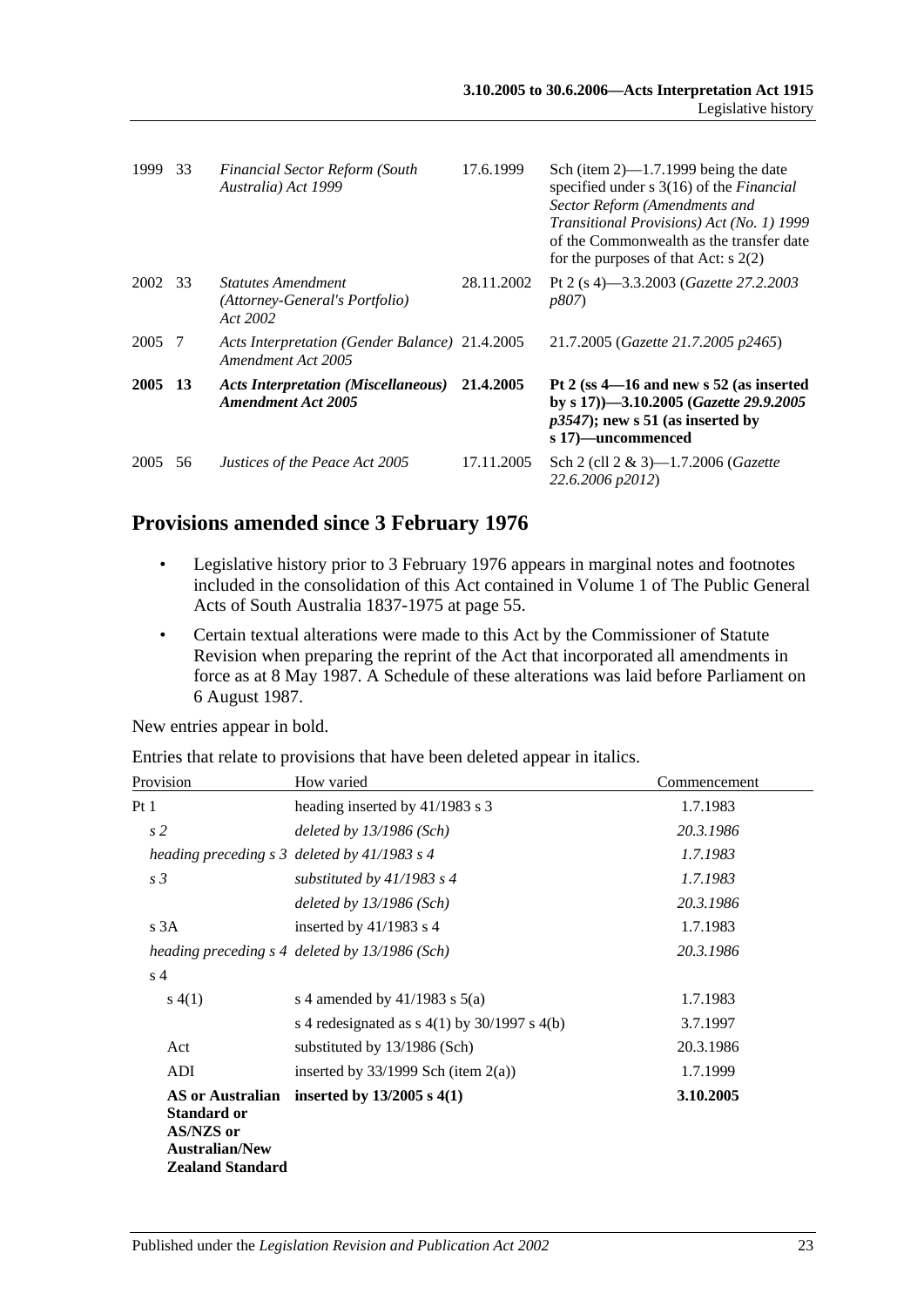| | | | | |
|---|---|---|---|---|
| 1999 | 33 | *Financial Sector Reform (South Australia) Act 1999* | 17.6.1999 | Sch (item 2)—1.7.1999 being the date specified under s 3(16) of the *Financial Sector Reform (Amendments and Transitional Provisions) Act (No. 1) 1999* of the Commonwealth as the transfer date for the purposes of that Act: s 2(2) |
| 2002 | 33 | *Statutes Amendment (Attorney-General's Portfolio) Act 2002* | 28.11.2002 | Pt 2 (s 4)—3.3.2003 (*Gazette 27.2.2003 p807*) |
| 2005 | 7 | *Acts Interpretation (Gender Balance) Amendment Act 2005* | 21.4.2005 | 21.7.2005 (*Gazette 21.7.2005 p2465*) |
| **2005** | **13** | ***Acts Interpretation (Miscellaneous) Amendment Act 2005*** | **21.4.2005** | **Pt 2 (ss 4—16 and new s 52 (as inserted by s 17))—3.10.2005 (*Gazette 29.9.2005 p3547*); new s 51 (as inserted by s 17)—uncommenced** |
| 2005 | 56 | *Justices of the Peace Act 2005* | 17.11.2005 | Sch 2 (cll 2 & 3)—1.7.2006 (*Gazette 22.6.2006 p2012*) |

## Provisions amended since 3 February 1976

- Legislative history prior to 3 February 1976 appears in marginal notes and footnotes included in the consolidation of this Act contained in Volume 1 of The Public General Acts of South Australia 1837-1975 at page 55.
- Certain textual alterations were made to this Act by the Commissioner of Statute Revision when preparing the reprint of the Act that incorporated all amendments in force as at 8 May 1987. A Schedule of these alterations was laid before Parliament on 6 August 1987.

New entries appear in bold.

Entries that relate to provisions that have been deleted appear in italics.

| Provision | How varied | Commencement |
|---|---|---|
| Pt 1 | heading inserted by 41/1983 s 3 | 1.7.1983 |
| *s 2* | *deleted by 13/1986 (Sch)* | *20.3.1986* |
| *heading preceding s 3* | *deleted by 41/1983 s 4* | *1.7.1983* |
| *s 3* | *substituted by 41/1983 s 4* | *1.7.1983* |
| | *deleted by 13/1986 (Sch)* | *20.3.1986* |
| s 3A | inserted by 41/1983 s 4 | 1.7.1983 |
| *heading preceding s 4* | *deleted by 13/1986 (Sch)* | *20.3.1986* |
| s 4 | | |
| s 4(1) | s 4 amended by 41/1983 s 5(a) | 1.7.1983 |
| | s 4 redesignated as s 4(1) by 30/1997 s 4(b) | 3.7.1997 |
| Act | substituted by 13/1986 (Sch) | 20.3.1986 |
| ADI | inserted by 33/1999 Sch (item 2(a)) | 1.7.1999 |
| **AS or Australian Standard or AS/NZS or Australian/New Zealand Standard** | **inserted by 13/2005 s 4(1)** | **3.10.2005** |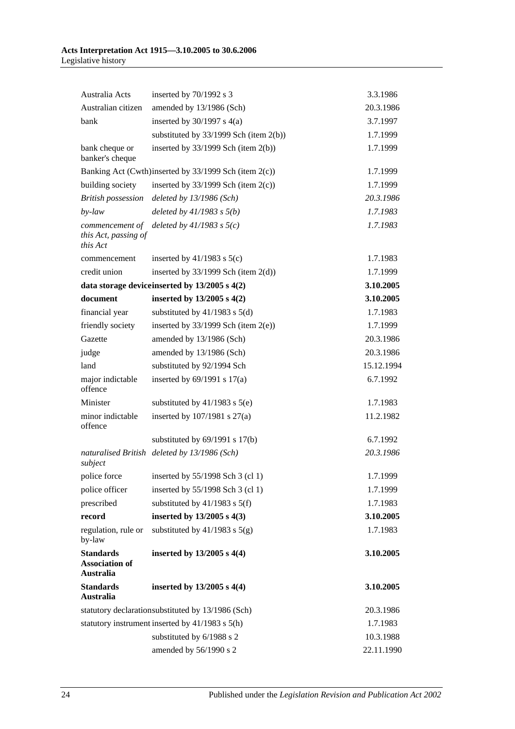| | | |
|---|---|---|
| Australia Acts | inserted by 70/1992 s 3 | 3.3.1986 |
| Australian citizen | amended by 13/1986 (Sch) | 20.3.1986 |
| bank | inserted by 30/1997 s 4(a) | 3.7.1997 |
| | substituted by 33/1999 Sch (item 2(b)) | 1.7.1999 |
| bank cheque or banker's cheque | inserted by 33/1999 Sch (item 2(b)) | 1.7.1999 |
| Banking Act (Cwth) | inserted by 33/1999 Sch (item 2(c)) | 1.7.1999 |
| building society | inserted by 33/1999 Sch (item 2(c)) | 1.7.1999 |
| *British possession* | *deleted by 13/1986 (Sch)* | *20.3.1986* |
| *by-law* | *deleted by 41/1983 s 5(b)* | *1.7.1983* |
| *commencement of this Act, passing of this Act* | *deleted by 41/1983 s 5(c)* | *1.7.1983* |
| commencement | inserted by 41/1983 s 5(c) | 1.7.1983 |
| credit union | inserted by 33/1999 Sch (item 2(d)) | 1.7.1999 |
| **data storage device** | **inserted by 13/2005 s 4(2)** | **3.10.2005** |
| **document** | **inserted by 13/2005 s 4(2)** | **3.10.2005** |
| financial year | substituted by 41/1983 s 5(d) | 1.7.1983 |
| friendly society | inserted by 33/1999 Sch (item 2(e)) | 1.7.1999 |
| Gazette | amended by 13/1986 (Sch) | 20.3.1986 |
| judge | amended by 13/1986 (Sch) | 20.3.1986 |
| land | substituted by 92/1994 Sch | 15.12.1994 |
| major indictable offence | inserted by 69/1991 s 17(a) | 6.7.1992 |
| Minister | substituted by 41/1983 s 5(e) | 1.7.1983 |
| minor indictable offence | inserted by 107/1981 s 27(a) | 11.2.1982 |
| | substituted by 69/1991 s 17(b) | 6.7.1992 |
| *naturalised British subject* | *deleted by 13/1986 (Sch)* | *20.3.1986* |
| police force | inserted by 55/1998 Sch 3 (cl 1) | 1.7.1999 |
| police officer | inserted by 55/1998 Sch 3 (cl 1) | 1.7.1999 |
| prescribed | substituted by 41/1983 s 5(f) | 1.7.1983 |
| **record** | **inserted by 13/2005 s 4(3)** | **3.10.2005** |
| regulation, rule or by-law | substituted by 41/1983 s 5(g) | 1.7.1983 |
| **Standards Association of Australia** | **inserted by 13/2005 s 4(4)** | **3.10.2005** |
| **Standards Australia** | **inserted by 13/2005 s 4(4)** | **3.10.2005** |
| statutory declaration | substituted by 13/1986 (Sch) | 20.3.1986 |
| statutory instrument | inserted by 41/1983 s 5(h) | 1.7.1983 |
| | substituted by 6/1988 s 2 | 10.3.1988 |
| | amended by 56/1990 s 2 | 22.11.1990 |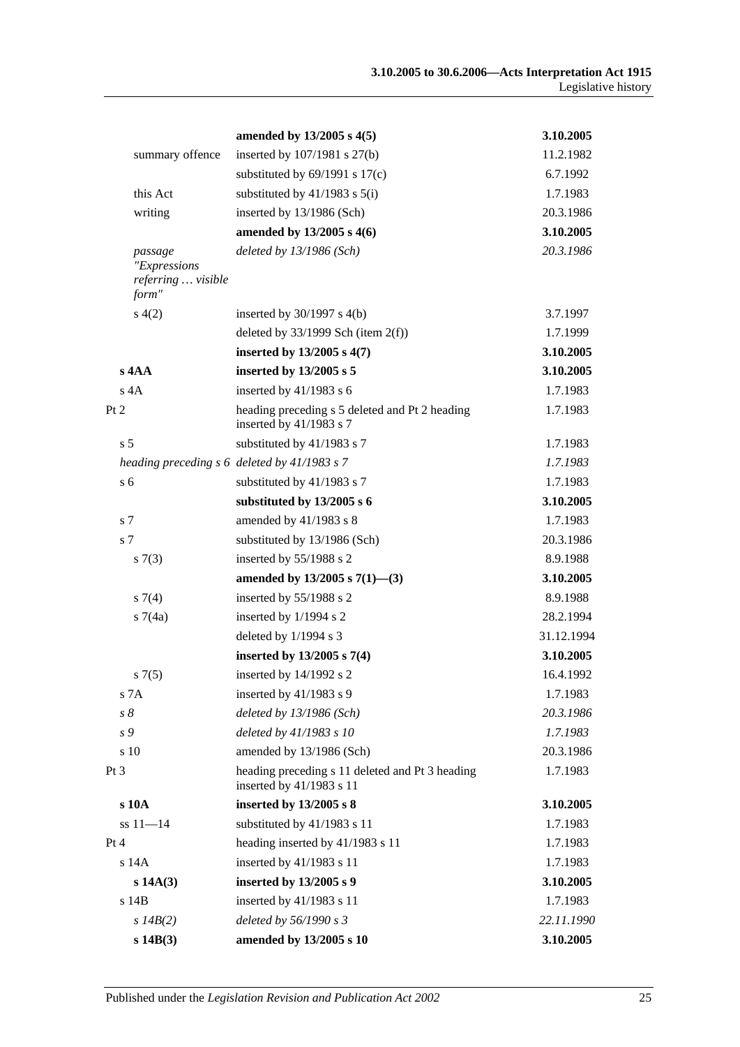| | | |
|---|---|---|
| | **amended by 13/2005 s 4(5)** | **3.10.2005** |
| summary offence | inserted by 107/1981 s 27(b) | 11.2.1982 |
| | substituted by 69/1991 s 17(c) | 6.7.1992 |
| this Act | substituted by 41/1983 s 5(i) | 1.7.1983 |
| writing | inserted by 13/1986 (Sch) | 20.3.1986 |
| | **amended by 13/2005 s 4(6)** | **3.10.2005** |
| *passage "Expressions referring … visible form"* | *deleted by 13/1986 (Sch)* | *20.3.1986* |
| s 4(2) | inserted by 30/1997 s 4(b) | 3.7.1997 |
| | deleted by 33/1999 Sch (item 2(f)) | 1.7.1999 |
| | **inserted by 13/2005 s 4(7)** | **3.10.2005** |
| **s 4AA** | **inserted by 13/2005 s 5** | **3.10.2005** |
| s 4A | inserted by 41/1983 s 6 | 1.7.1983 |
| Pt 2 | heading preceding s 5 deleted and Pt 2 heading inserted by 41/1983 s 7 | 1.7.1983 |
| s 5 | substituted by 41/1983 s 7 | 1.7.1983 |
| *heading preceding s 6* | *deleted by 41/1983 s 7* | *1.7.1983* |
| s 6 | substituted by 41/1983 s 7 | 1.7.1983 |
| | **substituted by 13/2005 s 6** | **3.10.2005** |
| s 7 | amended by 41/1983 s 8 | 1.7.1983 |
| s 7 | substituted by 13/1986 (Sch) | 20.3.1986 |
| s 7(3) | inserted by 55/1988 s 2 | 8.9.1988 |
| | **amended by 13/2005 s 7(1)—(3)** | **3.10.2005** |
| s 7(4) | inserted by 55/1988 s 2 | 8.9.1988 |
| s 7(4a) | inserted by 1/1994 s 2 | 28.2.1994 |
| | deleted by 1/1994 s 3 | 31.12.1994 |
| | **inserted by 13/2005 s 7(4)** | **3.10.2005** |
| s 7(5) | inserted by 14/1992 s 2 | 16.4.1992 |
| s 7A | inserted by 41/1983 s 9 | 1.7.1983 |
| *s 8* | *deleted by 13/1986 (Sch)* | *20.3.1986* |
| *s 9* | *deleted by 41/1983 s 10* | *1.7.1983* |
| s 10 | amended by 13/1986 (Sch) | 20.3.1986 |
| Pt 3 | heading preceding s 11 deleted and Pt 3 heading inserted by 41/1983 s 11 | 1.7.1983 |
| **s 10A** | **inserted by 13/2005 s 8** | **3.10.2005** |
| ss 11—14 | substituted by 41/1983 s 11 | 1.7.1983 |
| Pt 4 | heading inserted by 41/1983 s 11 | 1.7.1983 |
| s 14A | inserted by 41/1983 s 11 | 1.7.1983 |
| **s 14A(3)** | **inserted by 13/2005 s 9** | **3.10.2005** |
| s 14B | inserted by 41/1983 s 11 | 1.7.1983 |
| *s 14B(2)* | *deleted by 56/1990 s 3* | *22.11.1990* |
| **s 14B(3)** | **amended by 13/2005 s 10** | **3.10.2005** |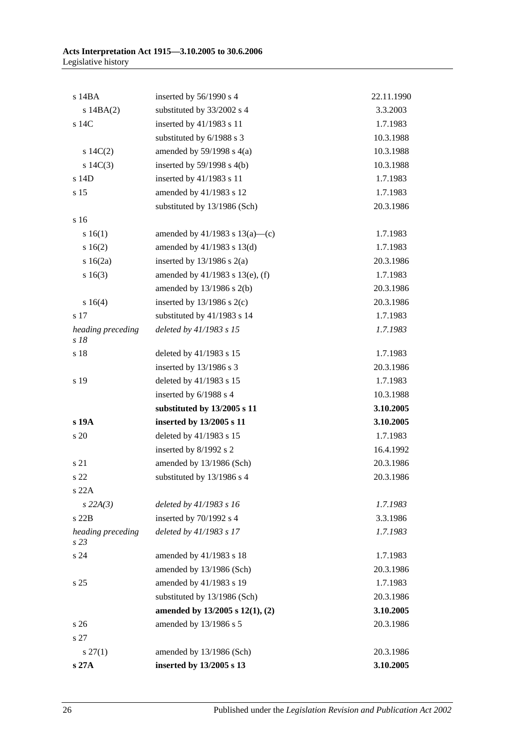| | | |
|---|---|---|
| s 14BA | inserted by 56/1990 s 4 | 22.11.1990 |
| s 14BA(2) | substituted by 33/2002 s 4 | 3.3.2003 |
| s 14C | inserted by 41/1983 s 11 | 1.7.1983 |
| | substituted by 6/1988 s 3 | 10.3.1988 |
| s 14C(2) | amended by 59/1998 s 4(a) | 10.3.1988 |
| s 14C(3) | inserted by 59/1998 s 4(b) | 10.3.1988 |
| s 14D | inserted by 41/1983 s 11 | 1.7.1983 |
| s 15 | amended by 41/1983 s 12 | 1.7.1983 |
| | substituted by 13/1986 (Sch) | 20.3.1986 |
| s 16 | | |
| s 16(1) | amended by 41/1983 s 13(a)—(c) | 1.7.1983 |
| s 16(2) | amended by 41/1983 s 13(d) | 1.7.1983 |
| s 16(2a) | inserted by 13/1986 s 2(a) | 20.3.1986 |
| s 16(3) | amended by 41/1983 s 13(e), (f) | 1.7.1983 |
| | amended by 13/1986 s 2(b) | 20.3.1986 |
| s 16(4) | inserted by 13/1986 s 2(c) | 20.3.1986 |
| s 17 | substituted by 41/1983 s 14 | 1.7.1983 |
| *heading preceding s 18* | *deleted by 41/1983 s 15* | *1.7.1983* |
| s 18 | deleted by 41/1983 s 15 | 1.7.1983 |
| | inserted by 13/1986 s 3 | 20.3.1986 |
| s 19 | deleted by 41/1983 s 15 | 1.7.1983 |
| | inserted by 6/1988 s 4 | 10.3.1988 |
| | **substituted by 13/2005 s 11** | **3.10.2005** |
| **s 19A** | **inserted by 13/2005 s 11** | **3.10.2005** |
| s 20 | deleted by 41/1983 s 15 | 1.7.1983 |
| | inserted by 8/1992 s 2 | 16.4.1992 |
| s 21 | amended by 13/1986 (Sch) | 20.3.1986 |
| s 22 | substituted by 13/1986 s 4 | 20.3.1986 |
| s 22A | | |
| *s 22A(3)* | *deleted by 41/1983 s 16* | *1.7.1983* |
| s 22B | inserted by 70/1992 s 4 | 3.3.1986 |
| *heading preceding s 23* | *deleted by 41/1983 s 17* | *1.7.1983* |
| s 24 | amended by 41/1983 s 18 | 1.7.1983 |
| | amended by 13/1986 (Sch) | 20.3.1986 |
| s 25 | amended by 41/1983 s 19 | 1.7.1983 |
| | substituted by 13/1986 (Sch) | 20.3.1986 |
| | **amended by 13/2005 s 12(1), (2)** | **3.10.2005** |
| s 26 | amended by 13/1986 s 5 | 20.3.1986 |
| s 27 | | |
| s 27(1) | amended by 13/1986 (Sch) | 20.3.1986 |
| **s 27A** | **inserted by 13/2005 s 13** | **3.10.2005** |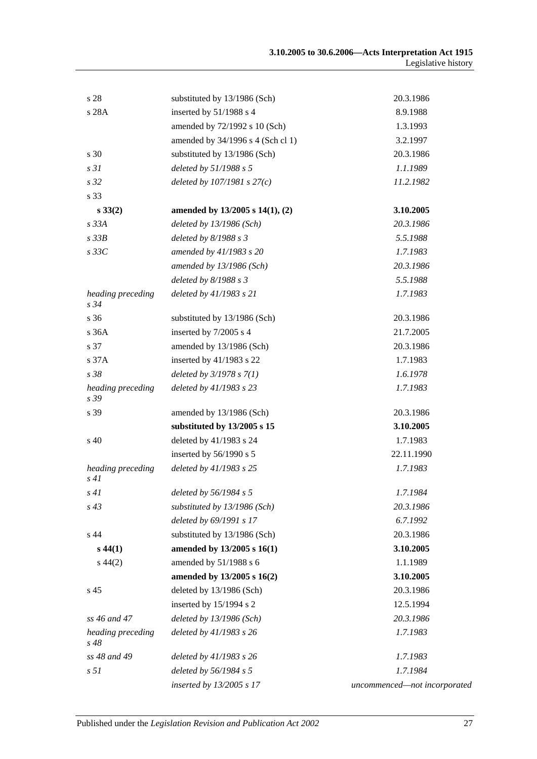| | | |
|---|---|---|
| s 28 | substituted by 13/1986 (Sch) | 20.3.1986 |
| s 28A | inserted by 51/1988 s 4 | 8.9.1988 |
| | amended by 72/1992 s 10 (Sch) | 1.3.1993 |
| | amended by 34/1996 s 4 (Sch cl 1) | 3.2.1997 |
| s 30 | substituted by 13/1986 (Sch) | 20.3.1986 |
| *s 31* | *deleted by 51/1988 s 5* | *1.1.1989* |
| *s 32* | *deleted by 107/1981 s 27(c)* | *11.2.1982* |
| s 33 | | |
| **s 33(2)** | **amended by 13/2005 s 14(1), (2)** | **3.10.2005** |
| *s 33A* | *deleted by 13/1986 (Sch)* | *20.3.1986* |
| *s 33B* | *deleted by 8/1988 s 3* | *5.5.1988* |
| *s 33C* | *amended by 41/1983 s 20* | *1.7.1983* |
| | *amended by 13/1986 (Sch)* | *20.3.1986* |
| | *deleted by 8/1988 s 3* | *5.5.1988* |
| *heading preceding s 34* | *deleted by 41/1983 s 21* | *1.7.1983* |
| s 36 | substituted by 13/1986 (Sch) | 20.3.1986 |
| s 36A | inserted by 7/2005 s 4 | 21.7.2005 |
| s 37 | amended by 13/1986 (Sch) | 20.3.1986 |
| s 37A | inserted by 41/1983 s 22 | 1.7.1983 |
| *s 38* | *deleted by 3/1978 s 7(1)* | *1.6.1978* |
| *heading preceding s 39* | *deleted by 41/1983 s 23* | *1.7.1983* |
| s 39 | amended by 13/1986 (Sch) | 20.3.1986 |
| | **substituted by 13/2005 s 15** | **3.10.2005** |
| s 40 | deleted by 41/1983 s 24 | 1.7.1983 |
| | inserted by 56/1990 s 5 | 22.11.1990 |
| *heading preceding s 41* | *deleted by 41/1983 s 25* | *1.7.1983* |
| *s 41* | *deleted by 56/1984 s 5* | *1.7.1984* |
| *s 43* | *substituted by 13/1986 (Sch)* | *20.3.1986* |
| | *deleted by 69/1991 s 17* | *6.7.1992* |
| s 44 | substituted by 13/1986 (Sch) | 20.3.1986 |
| **s 44(1)** | **amended by 13/2005 s 16(1)** | **3.10.2005** |
| s 44(2) | amended by 51/1988 s 6 | 1.1.1989 |
| | **amended by 13/2005 s 16(2)** | **3.10.2005** |
| s 45 | deleted by 13/1986 (Sch) | 20.3.1986 |
| | inserted by 15/1994 s 2 | 12.5.1994 |
| *ss 46 and 47* | *deleted by 13/1986 (Sch)* | *20.3.1986* |
| *heading preceding s 48* | *deleted by 41/1983 s 26* | *1.7.1983* |
| *ss 48 and 49* | *deleted by 41/1983 s 26* | *1.7.1983* |
| *s 51* | *deleted by 56/1984 s 5* | *1.7.1984* |
| | *inserted by 13/2005 s 17* | *uncommenced—not incorporated* |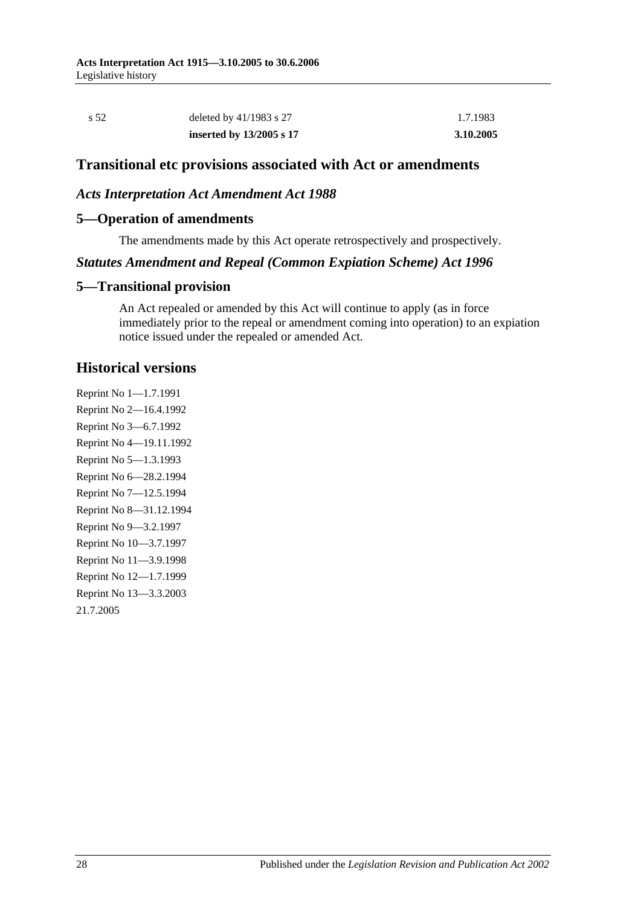| | | |
|---|---|---|
| s 52 | deleted by 41/1983 s 27 | 1.7.1983 |
| | **inserted by 13/2005 s 17** | **3.10.2005** |

## Transitional etc provisions associated with Act or amendments

### *Acts Interpretation Act Amendment Act 1988*

### 5—Operation of amendments

The amendments made by this Act operate retrospectively and prospectively.

### *Statutes Amendment and Repeal (Common Expiation Scheme) Act 1996*

### 5—Transitional provision

An Act repealed or amended by this Act will continue to apply (as in force immediately prior to the repeal or amendment coming into operation) to an expiation notice issued under the repealed or amended Act.

## Historical versions

Reprint No 1—1.7.1991

Reprint No 2—16.4.1992

Reprint No 3—6.7.1992

Reprint No 4—19.11.1992

Reprint No 5—1.3.1993

Reprint No 6—28.2.1994

Reprint No 7—12.5.1994

Reprint No 8—31.12.1994

Reprint No 9—3.2.1997

Reprint No 10—3.7.1997

Reprint No 11—3.9.1998

Reprint No 12—1.7.1999

Reprint No 13—3.3.2003

21.7.2005